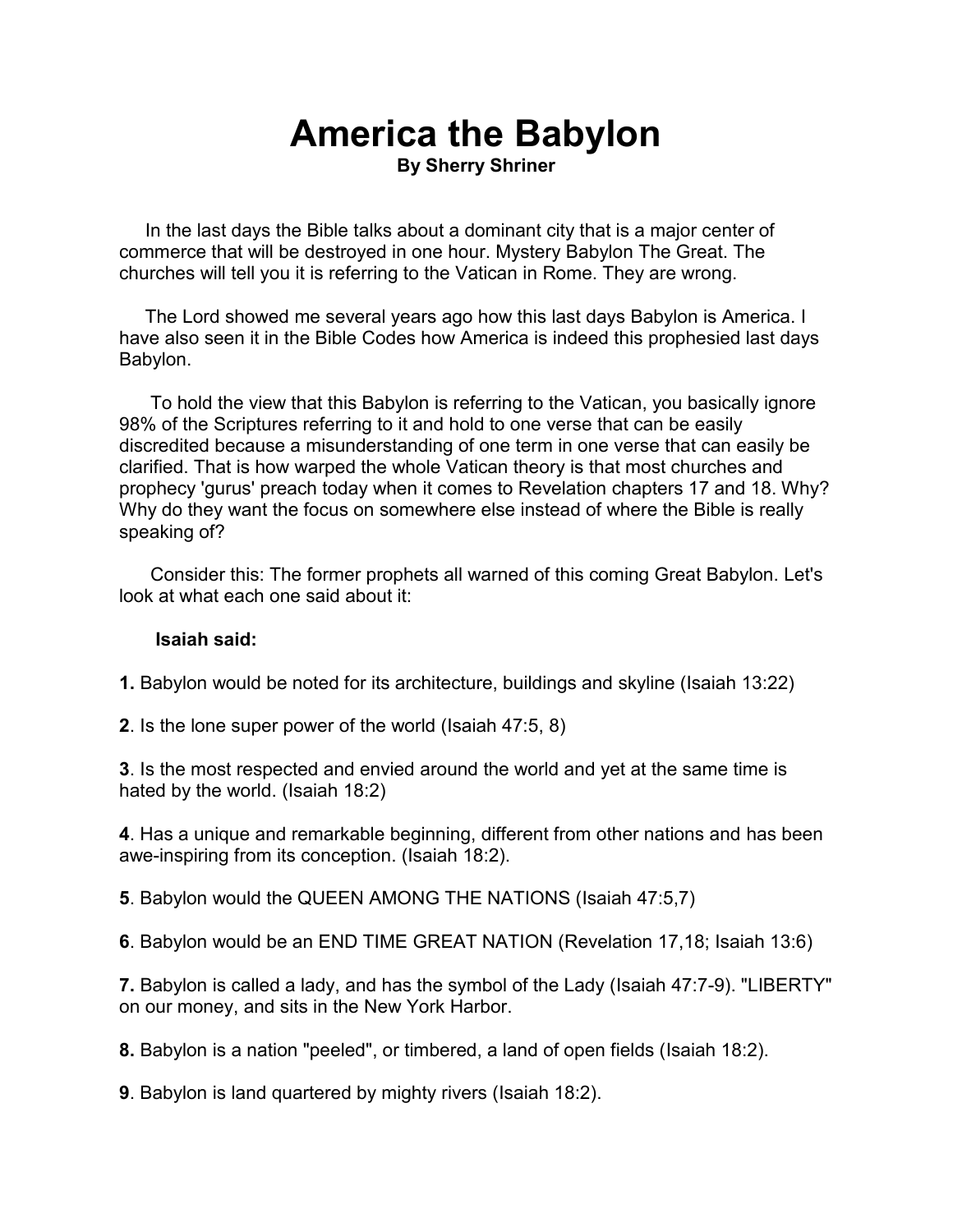# America the Babylon

**By Sherry Shriner**

In the last days the Bible talks about a dominant city that is a major center of commerce that will be destroyed in one hour. Mystery Babylon The Great. The churches will tell you it is referring to the Vatican in Rome. They are wrong.

The Lord showed me several years ago how this last days Babylon is America. I have also seen it in the Bible Codes how America is indeed this prophesied last days Babylon.

To hold the view that this Babylon is referring to the Vatican, you basically ignore 98% of the Scriptures referring to it and hold to one verse that can be easily discredited because a misunderstanding of one term in one verse that can easily be clarified. That is how warped the whole Vatican theory is that most churches and prophecy 'gurus' preach today when it comes to Revelation chapters 17 and 18. Why? Why do they want the focus on somewhere else instead of where the Bible is really speaking of?

Consider this: The former prophets all warned of this coming Great Babylon. Let's look at what each one said about it:

**Isaiah said:**

**1.** Babylon would be noted for its architecture, buildings and skyline (Isaiah 13:22)

**2**. Is the lone super power of the world (Isaiah 47:5, 8)

**3**. Is the most respected and envied around the world and yet at the same time is hated by the world. (Isaiah 18:2)

**4**. Has a unique and remarkable beginning, different from other nations and has been awe-inspiring from its conception. (Isaiah 18:2).

**5**. Babylon would the QUEEN AMONG THE NATIONS (Isaiah 47:5,7)

**6**. Babylon would be an END TIME GREAT NATION (Revelation 17,18; Isaiah 13:6)

**7.** Babylon is called a lady, and has the symbol of the Lady (Isaiah 47:7-9). "LIBERTY" on our money, and sits in the New York Harbor.

**8.** Babylon is a nation "peeled", or timbered, a land of open fields (Isaiah 18:2).

**9**. Babylon is land quartered by mighty rivers (Isaiah 18:2).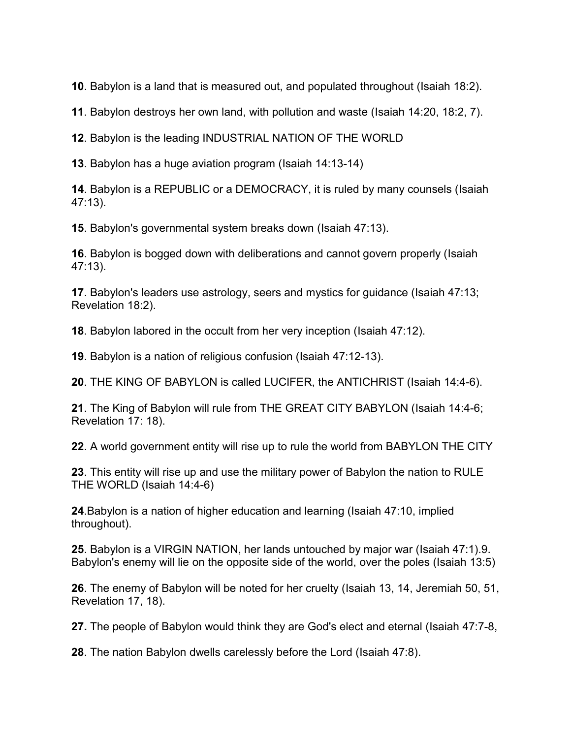**10**. Babylon is a land that is measured out, and populated throughout (Isaiah 18:2).

**11**. Babylon destroys her own land, with pollution and waste (Isaiah 14:20, 18:2, 7).

**12**. Babylon is the leading INDUSTRIAL NATION OF THE WORLD

**13**. Babylon has a huge aviation program (Isaiah 14:13-14)

**14**. Babylon is a REPUBLIC or a DEMOCRACY, it is ruled by many counsels (Isaiah 47:13).

**15**. Babylon's governmental system breaks down (Isaiah 47:13).

**16**. Babylon is bogged down with deliberations and cannot govern properly (Isaiah 47:13).

**17**. Babylon's leaders use astrology, seers and mystics for guidance (Isaiah 47:13; Revelation 18:2).

**18**. Babylon labored in the occult from her very inception (Isaiah 47:12).

**19**. Babylon is a nation of religious confusion (Isaiah 47:12-13).

**20**. THE KING OF BABYLON is called LUCIFER, the ANTICHRIST (Isaiah 14:4-6).

**21**. The King of Babylon will rule from THE GREAT CITY BABYLON (Isaiah 14:4-6; Revelation 17: 18).

**22**. A world government entity will rise up to rule the world from BABYLON THE CITY

**23**. This entity will rise up and use the military power of Babylon the nation to RULE THE WORLD (Isaiah 14:4-6)

**24**.Babylon is a nation of higher education and learning (Isaiah 47:10, implied throughout).

**25**. Babylon is a VIRGIN NATION, her lands untouched by major war (Isaiah 47:1).9. Babylon's enemy will lie on the opposite side of the world, over the poles (Isaiah 13:5)

**26**. The enemy of Babylon will be noted for her cruelty (Isaiah 13, 14, Jeremiah 50, 51, Revelation 17, 18).

**27.** The people of Babylon would think they are God's elect and eternal (Isaiah 47:7-8,

**28**. The nation Babylon dwells carelessly before the Lord (Isaiah 47:8).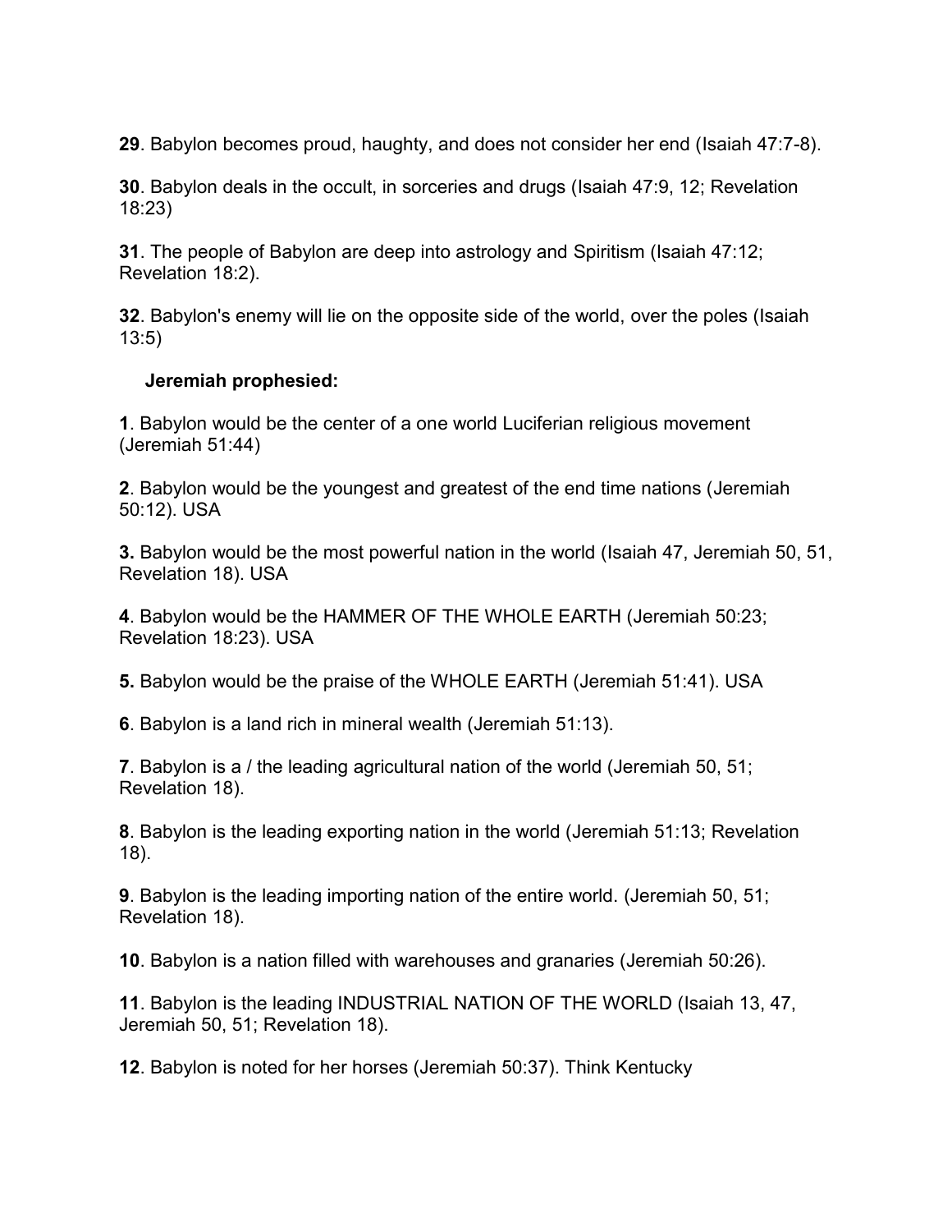**29**. Babylon becomes proud, haughty, and does not consider her end (Isaiah 47:7-8).

**30**. Babylon deals in the occult, in sorceries and drugs (Isaiah 47:9, 12; Revelation 18:23)

**31**. The people of Babylon are deep into astrology and Spiritism (Isaiah 47:12; Revelation 18:2).

**32**. Babylon's enemy will lie on the opposite side of the world, over the poles (Isaiah 13:5)

**Jeremiah prophesied:**

**1**. Babylon would be the center of a one world Luciferian religious movement (Jeremiah 51:44)

**2**. Babylon would be the youngest and greatest of the end time nations (Jeremiah 50:12). USA

**3.** Babylon would be the most powerful nation in the world (Isaiah 47, Jeremiah 50, 51, Revelation 18). USA

**4**. Babylon would be the HAMMER OF THE WHOLE EARTH (Jeremiah 50:23; Revelation 18:23). USA

**5.** Babylon would be the praise of the WHOLE EARTH (Jeremiah 51:41). USA

**6**. Babylon is a land rich in mineral wealth (Jeremiah 51:13).

**7**. Babylon is a / the leading agricultural nation of the world (Jeremiah 50, 51; Revelation 18).

**8**. Babylon is the leading exporting nation in the world (Jeremiah 51:13; Revelation 18).

**9**. Babylon is the leading importing nation of the entire world. (Jeremiah 50, 51; Revelation 18).

**10**. Babylon is a nation filled with warehouses and granaries (Jeremiah 50:26).

**11**. Babylon is the leading INDUSTRIAL NATION OF THE WORLD (Isaiah 13, 47, Jeremiah 50, 51; Revelation 18).

**12**. Babylon is noted for her horses (Jeremiah 50:37). Think Kentucky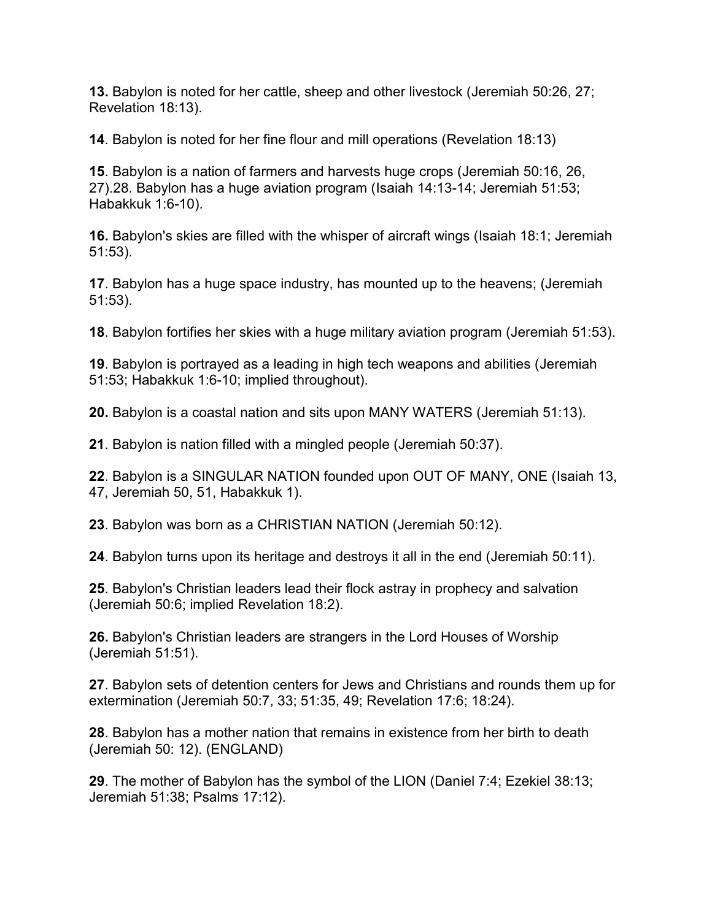**13.** Babylon is noted for her cattle, sheep and other livestock (Jeremiah 50:26, 27; Revelation 18:13).

**14**. Babylon is noted for her fine flour and mill operations (Revelation 18:13)

**15**. Babylon is a nation of farmers and harvests huge crops (Jeremiah 50:16, 26, 27).28. Babylon has a huge aviation program (Isaiah 14:13-14; Jeremiah 51:53; Habakkuk 1:6-10).

**16.** Babylon's skies are filled with the whisper of aircraft wings (Isaiah 18:1; Jeremiah 51:53).

**17**. Babylon has a huge space industry, has mounted up to the heavens; (Jeremiah 51:53).

**18**. Babylon fortifies her skies with a huge military aviation program (Jeremiah 51:53).

**19**. Babylon is portrayed as a leading in high tech weapons and abilities (Jeremiah 51:53; Habakkuk 1:6-10; implied throughout).

**20.** Babylon is a coastal nation and sits upon MANY WATERS (Jeremiah 51:13).

**21**. Babylon is nation filled with a mingled people (Jeremiah 50:37).

**22**. Babylon is a SINGULAR NATION founded upon OUT OF MANY, ONE (Isaiah 13, 47, Jeremiah 50, 51, Habakkuk 1).

**23**. Babylon was born as a CHRISTIAN NATION (Jeremiah 50:12).

**24**. Babylon turns upon its heritage and destroys it all in the end (Jeremiah 50:11).

**25**. Babylon's Christian leaders lead their flock astray in prophecy and salvation (Jeremiah 50:6; implied Revelation 18:2).

**26.** Babylon's Christian leaders are strangers in the Lord Houses of Worship (Jeremiah 51:51).

**27**. Babylon sets of detention centers for Jews and Christians and rounds them up for extermination (Jeremiah 50:7, 33; 51:35, 49; Revelation 17:6; 18:24).

**28**. Babylon has a mother nation that remains in existence from her birth to death (Jeremiah 50: 12). (ENGLAND)

**29**. The mother of Babylon has the symbol of the LION (Daniel 7:4; Ezekiel 38:13; Jeremiah 51:38; Psalms 17:12).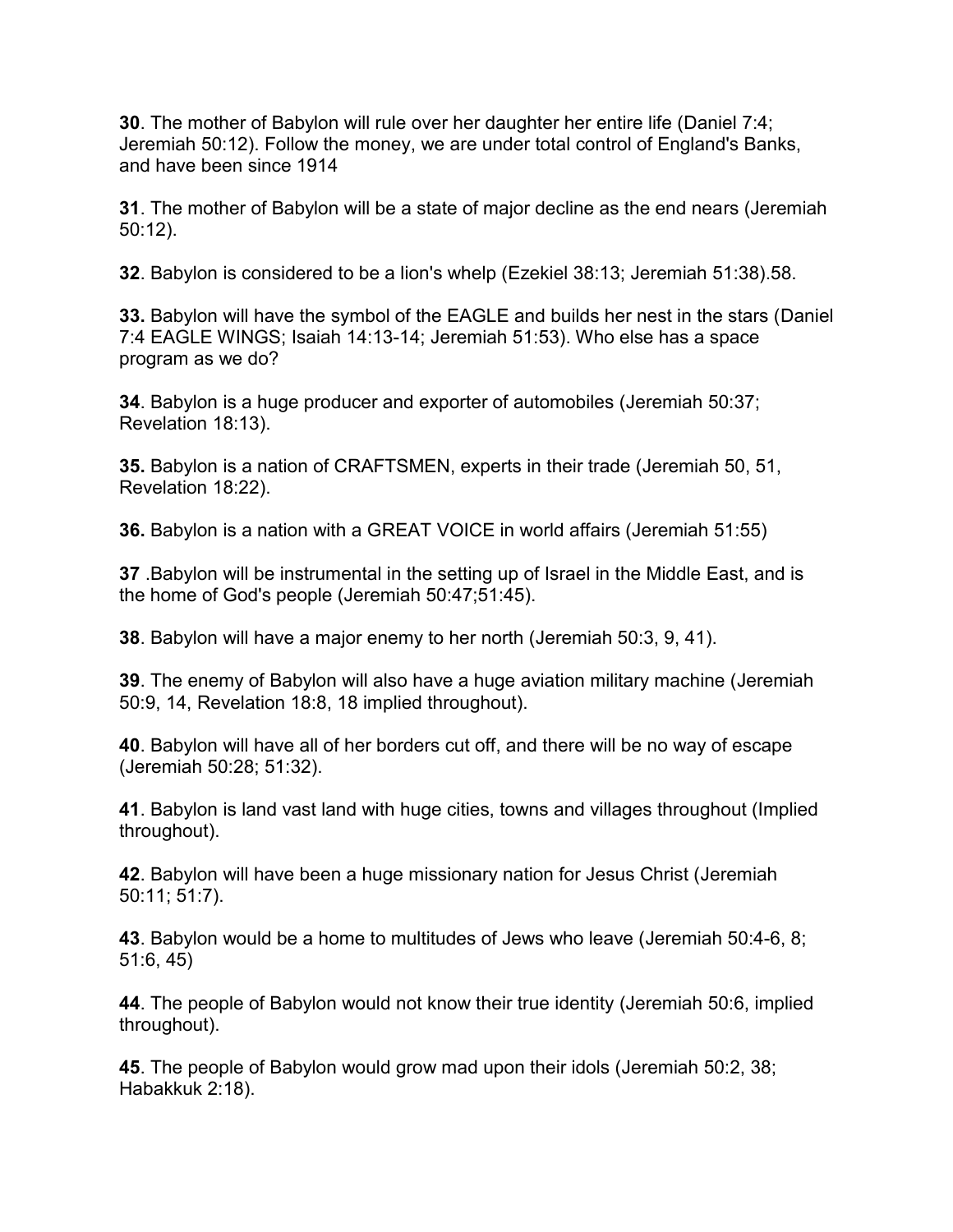**30**. The mother of Babylon will rule over her daughter her entire life (Daniel 7:4; Jeremiah 50:12). Follow the money, we are under total control of England's Banks, and have been since 1914

**31**. The mother of Babylon will be a state of major decline as the end nears (Jeremiah 50:12).

**32**. Babylon is considered to be a lion's whelp (Ezekiel 38:13; Jeremiah 51:38).58.

**33.** Babylon will have the symbol of the EAGLE and builds her nest in the stars (Daniel 7:4 EAGLE WINGS; Isaiah 14:13-14; Jeremiah 51:53). Who else has a space program as we do?

**34**. Babylon is a huge producer and exporter of automobiles (Jeremiah 50:37; Revelation 18:13).

**35.** Babylon is a nation of CRAFTSMEN, experts in their trade (Jeremiah 50, 51, Revelation 18:22).

**36.** Babylon is a nation with a GREAT VOICE in world affairs (Jeremiah 51:55)

**37** .Babylon will be instrumental in the setting up of Israel in the Middle East, and is the home of God's people (Jeremiah 50:47;51:45).

**38**. Babylon will have a major enemy to her north (Jeremiah 50:3, 9, 41).

**39**. The enemy of Babylon will also have a huge aviation military machine (Jeremiah 50:9, 14, Revelation 18:8, 18 implied throughout).

**40**. Babylon will have all of her borders cut off, and there will be no way of escape (Jeremiah 50:28; 51:32).

**41**. Babylon is land vast land with huge cities, towns and villages throughout (Implied throughout).

**42**. Babylon will have been a huge missionary nation for Jesus Christ (Jeremiah 50:11; 51:7).

**43**. Babylon would be a home to multitudes of Jews who leave (Jeremiah 50:4-6, 8; 51:6, 45)

**44**. The people of Babylon would not know their true identity (Jeremiah 50:6, implied throughout).

**45**. The people of Babylon would grow mad upon their idols (Jeremiah 50:2, 38; Habakkuk 2:18).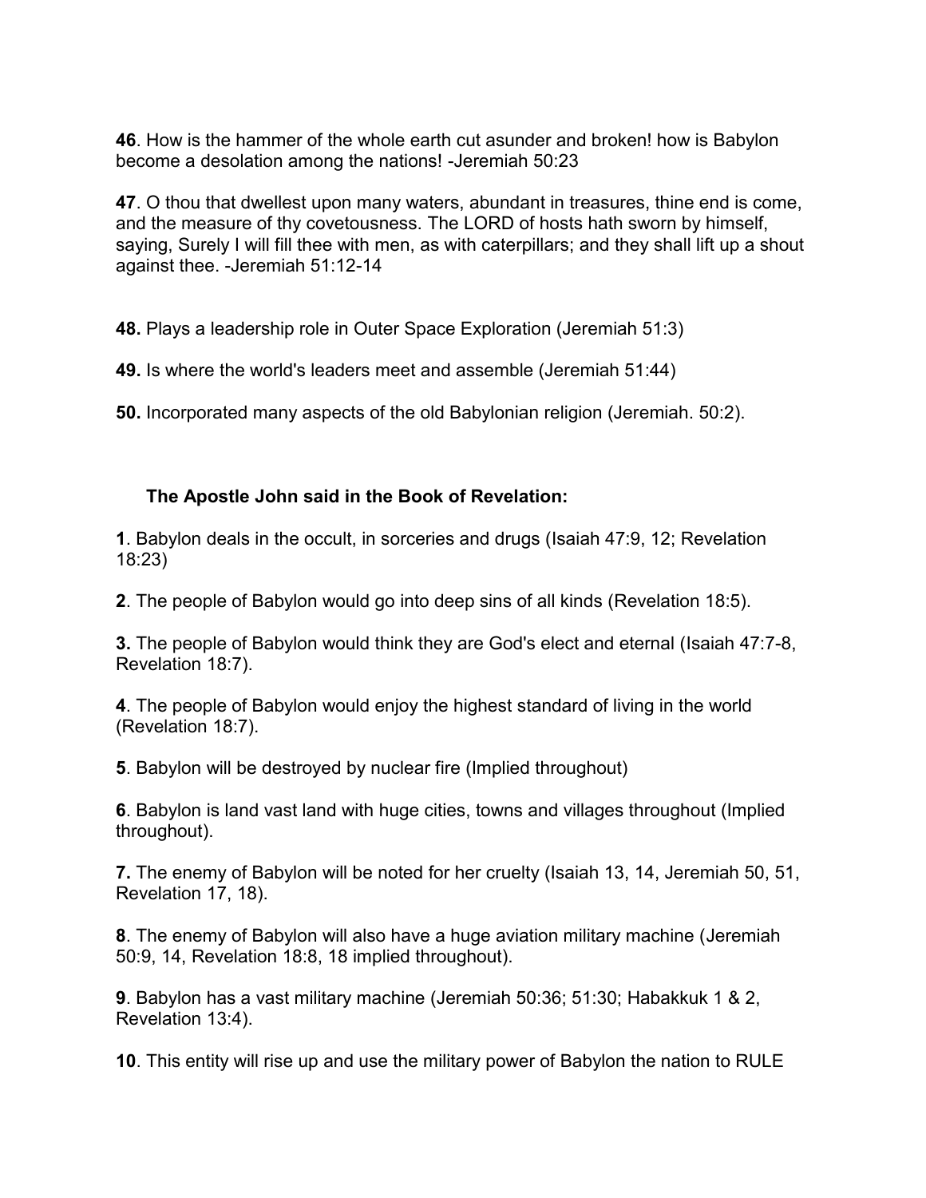**46**. How is the hammer of the whole earth cut asunder and broken! how is Babylon become a desolation among the nations! -Jeremiah 50:23

**47**. O thou that dwellest upon many waters, abundant in treasures, thine end is come, and the measure of thy covetousness. The LORD of hosts hath sworn by himself, saying, Surely I will fill thee with men, as with caterpillars; and they shall lift up a shout against thee. -Jeremiah 51:12-14

**48.** Plays a leadership role in Outer Space Exploration (Jeremiah 51:3)

**49.** Is where the world's leaders meet and assemble (Jeremiah 51:44)

**50.** Incorporated many aspects of the old Babylonian religion (Jeremiah. 50:2).

**The Apostle John said in the Book of Revelation:**

**1**. Babylon deals in the occult, in sorceries and drugs (Isaiah 47:9, 12; Revelation 18:23)

**2**. The people of Babylon would go into deep sins of all kinds (Revelation 18:5).

**3.** The people of Babylon would think they are God's elect and eternal (Isaiah 47:7-8, Revelation 18:7).

**4**. The people of Babylon would enjoy the highest standard of living in the world (Revelation 18:7).

**5**. Babylon will be destroyed by nuclear fire (Implied throughout)

**6**. Babylon is land vast land with huge cities, towns and villages throughout (Implied throughout).

**7.** The enemy of Babylon will be noted for her cruelty (Isaiah 13, 14, Jeremiah 50, 51, Revelation 17, 18).

**8**. The enemy of Babylon will also have a huge aviation military machine (Jeremiah 50:9, 14, Revelation 18:8, 18 implied throughout).

**9**. Babylon has a vast military machine (Jeremiah 50:36; 51:30; Habakkuk 1 & 2, Revelation 13:4).

**10**. This entity will rise up and use the military power of Babylon the nation to RULE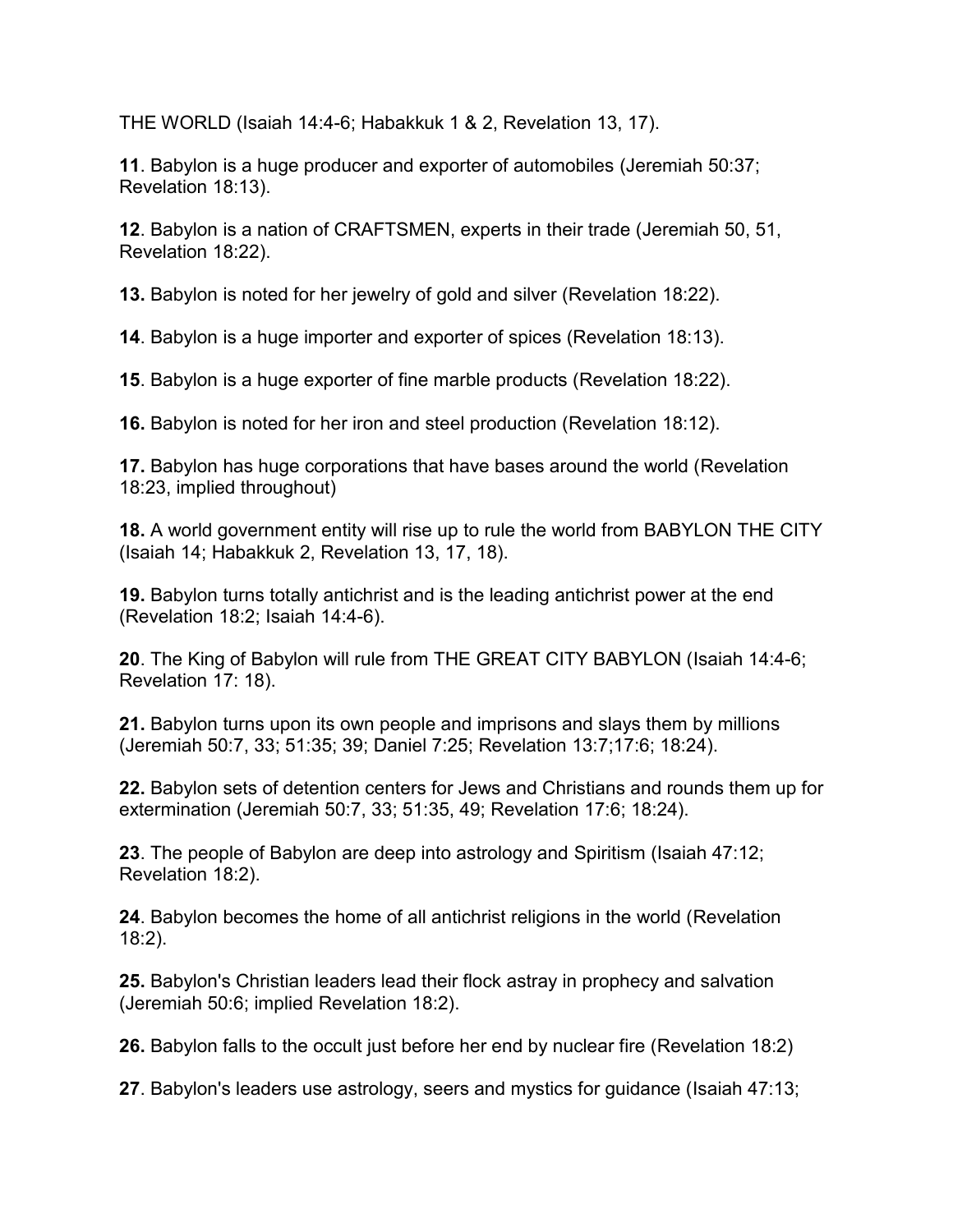THE WORLD (Isaiah 14:4-6; Habakkuk 1 & 2, Revelation 13, 17).

**11**. Babylon is a huge producer and exporter of automobiles (Jeremiah 50:37; Revelation 18:13).

**12**. Babylon is a nation of CRAFTSMEN, experts in their trade (Jeremiah 50, 51, Revelation 18:22).

**13.** Babylon is noted for her jewelry of gold and silver (Revelation 18:22).

**14**. Babylon is a huge importer and exporter of spices (Revelation 18:13).

**15**. Babylon is a huge exporter of fine marble products (Revelation 18:22).

**16.** Babylon is noted for her iron and steel production (Revelation 18:12).

**17.** Babylon has huge corporations that have bases around the world (Revelation 18:23, implied throughout)

**18.** A world government entity will rise up to rule the world from BABYLON THE CITY (Isaiah 14; Habakkuk 2, Revelation 13, 17, 18).

**19.** Babylon turns totally antichrist and is the leading antichrist power at the end (Revelation 18:2; Isaiah 14:4-6).

**20**. The King of Babylon will rule from THE GREAT CITY BABYLON (Isaiah 14:4-6; Revelation 17: 18).

**21.** Babylon turns upon its own people and imprisons and slays them by millions (Jeremiah 50:7, 33; 51:35; 39; Daniel 7:25; Revelation 13:7;17:6; 18:24).

**22.** Babylon sets of detention centers for Jews and Christians and rounds them up for extermination (Jeremiah 50:7, 33; 51:35, 49; Revelation 17:6; 18:24).

**23**. The people of Babylon are deep into astrology and Spiritism (Isaiah 47:12; Revelation 18:2).

**24**. Babylon becomes the home of all antichrist religions in the world (Revelation 18:2).

**25.** Babylon's Christian leaders lead their flock astray in prophecy and salvation (Jeremiah 50:6; implied Revelation 18:2).

**26.** Babylon falls to the occult just before her end by nuclear fire (Revelation 18:2)

**27**. Babylon's leaders use astrology, seers and mystics for guidance (Isaiah 47:13;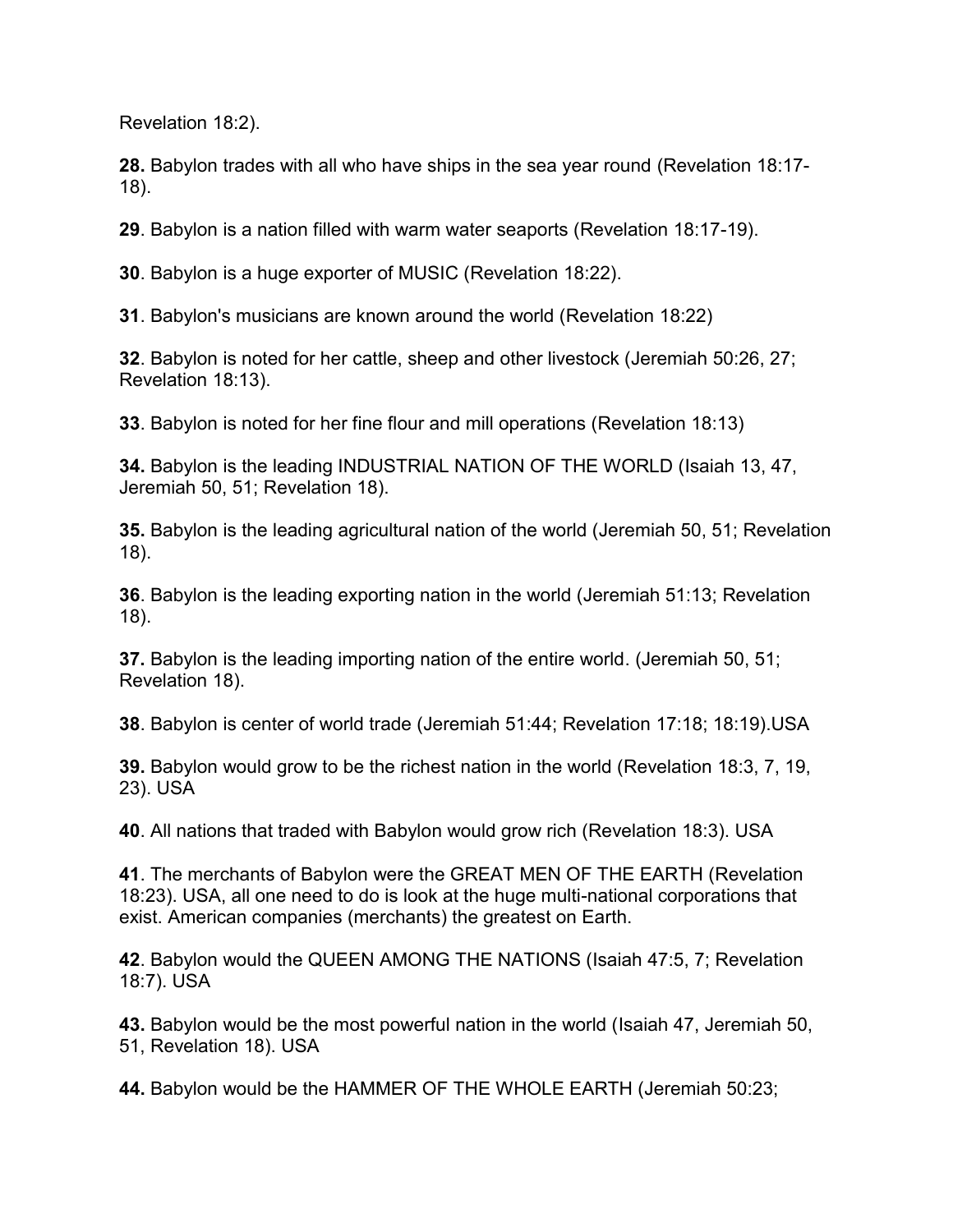Revelation 18:2).

**28.** Babylon trades with all who have ships in the sea year round (Revelation 18:17-18).

**29**. Babylon is a nation filled with warm water seaports (Revelation 18:17-19).

**30**. Babylon is a huge exporter of MUSIC (Revelation 18:22).

**31**. Babylon's musicians are known around the world (Revelation 18:22)

**32**. Babylon is noted for her cattle, sheep and other livestock (Jeremiah 50:26, 27; Revelation 18:13).

**33**. Babylon is noted for her fine flour and mill operations (Revelation 18:13)

**34.** Babylon is the leading INDUSTRIAL NATION OF THE WORLD (Isaiah 13, 47, Jeremiah 50, 51; Revelation 18).

**35.** Babylon is the leading agricultural nation of the world (Jeremiah 50, 51; Revelation 18).

**36**. Babylon is the leading exporting nation in the world (Jeremiah 51:13; Revelation 18).

**37.** Babylon is the leading importing nation of the entire world. (Jeremiah 50, 51; Revelation 18).

**38**. Babylon is center of world trade (Jeremiah 51:44; Revelation 17:18; 18:19).USA

**39.** Babylon would grow to be the richest nation in the world (Revelation 18:3, 7, 19, 23). USA

**40**. All nations that traded with Babylon would grow rich (Revelation 18:3). USA

**41**. The merchants of Babylon were the GREAT MEN OF THE EARTH (Revelation 18:23). USA, all one need to do is look at the huge multi-national corporations that exist. American companies (merchants) the greatest on Earth.

**42**. Babylon would the QUEEN AMONG THE NATIONS (Isaiah 47:5, 7; Revelation 18:7). USA

**43.** Babylon would be the most powerful nation in the world (Isaiah 47, Jeremiah 50, 51, Revelation 18). USA

**44.** Babylon would be the HAMMER OF THE WHOLE EARTH (Jeremiah 50:23;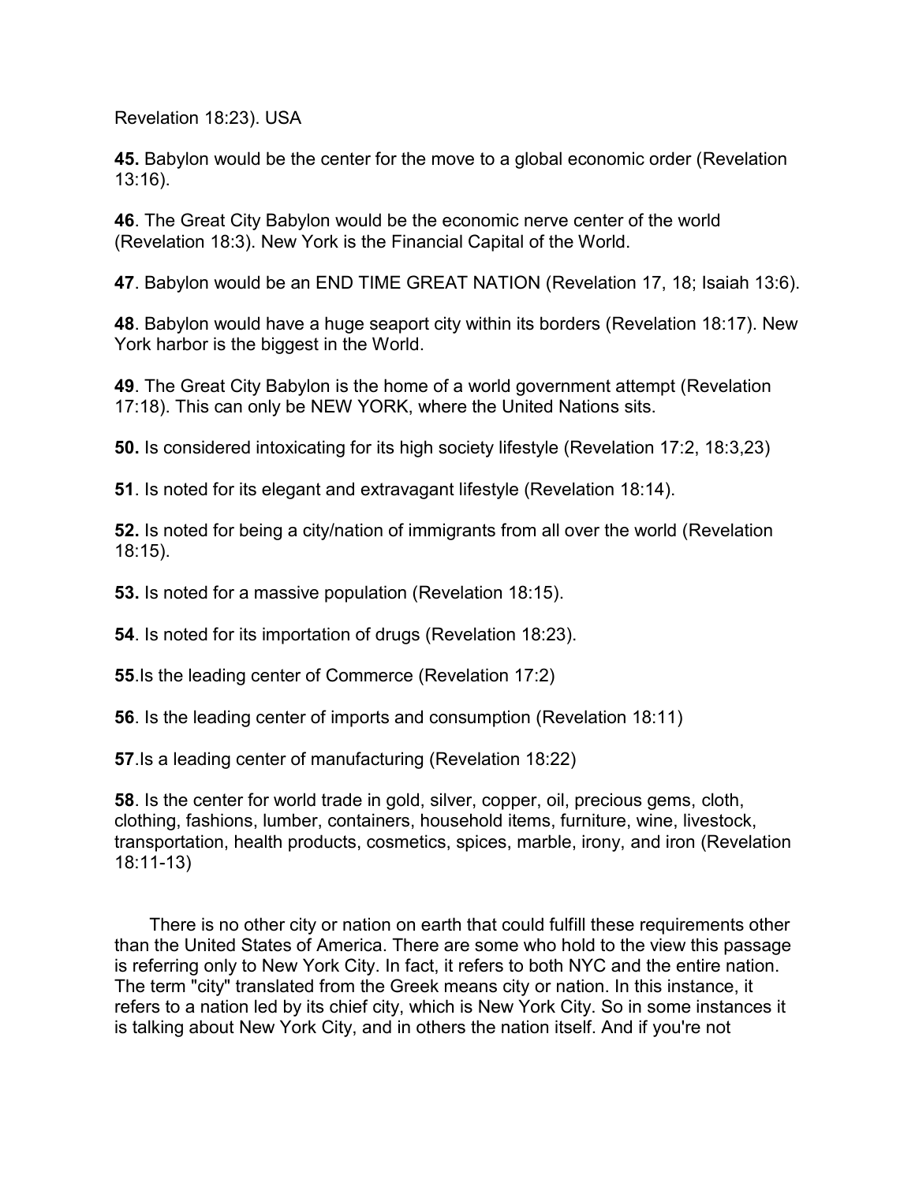Revelation 18:23). USA

**45.** Babylon would be the center for the move to a global economic order (Revelation 13:16).

**46**. The Great City Babylon would be the economic nerve center of the world (Revelation 18:3). New York is the Financial Capital of the World.

**47**. Babylon would be an END TIME GREAT NATION (Revelation 17, 18; Isaiah 13:6).

**48**. Babylon would have a huge seaport city within its borders (Revelation 18:17). New York harbor is the biggest in the World.

**49**. The Great City Babylon is the home of a world government attempt (Revelation 17:18). This can only be NEW YORK, where the United Nations sits.

**50.** Is considered intoxicating for its high society lifestyle (Revelation 17:2, 18:3,23)

**51**. Is noted for its elegant and extravagant lifestyle (Revelation 18:14).

**52.** Is noted for being a city/nation of immigrants from all over the world (Revelation 18:15).

**53.** Is noted for a massive population (Revelation 18:15).

**54**. Is noted for its importation of drugs (Revelation 18:23).

**55**.Is the leading center of Commerce (Revelation 17:2)

**56**. Is the leading center of imports and consumption (Revelation 18:11)

**57**.Is a leading center of manufacturing (Revelation 18:22)

**58**. Is the center for world trade in gold, silver, copper, oil, precious gems, cloth, clothing, fashions, lumber, containers, household items, furniture, wine, livestock, transportation, health products, cosmetics, spices, marble, irony, and iron (Revelation 18:11-13)

There is no other city or nation on earth that could fulfill these requirements other than the United States of America. There are some who hold to the view this passage is referring only to New York City. In fact, it refers to both NYC and the entire nation. The term "city" translated from the Greek means city or nation. In this instance, it refers to a nation led by its chief city, which is New York City. So in some instances it is talking about New York City, and in others the nation itself. And if you're not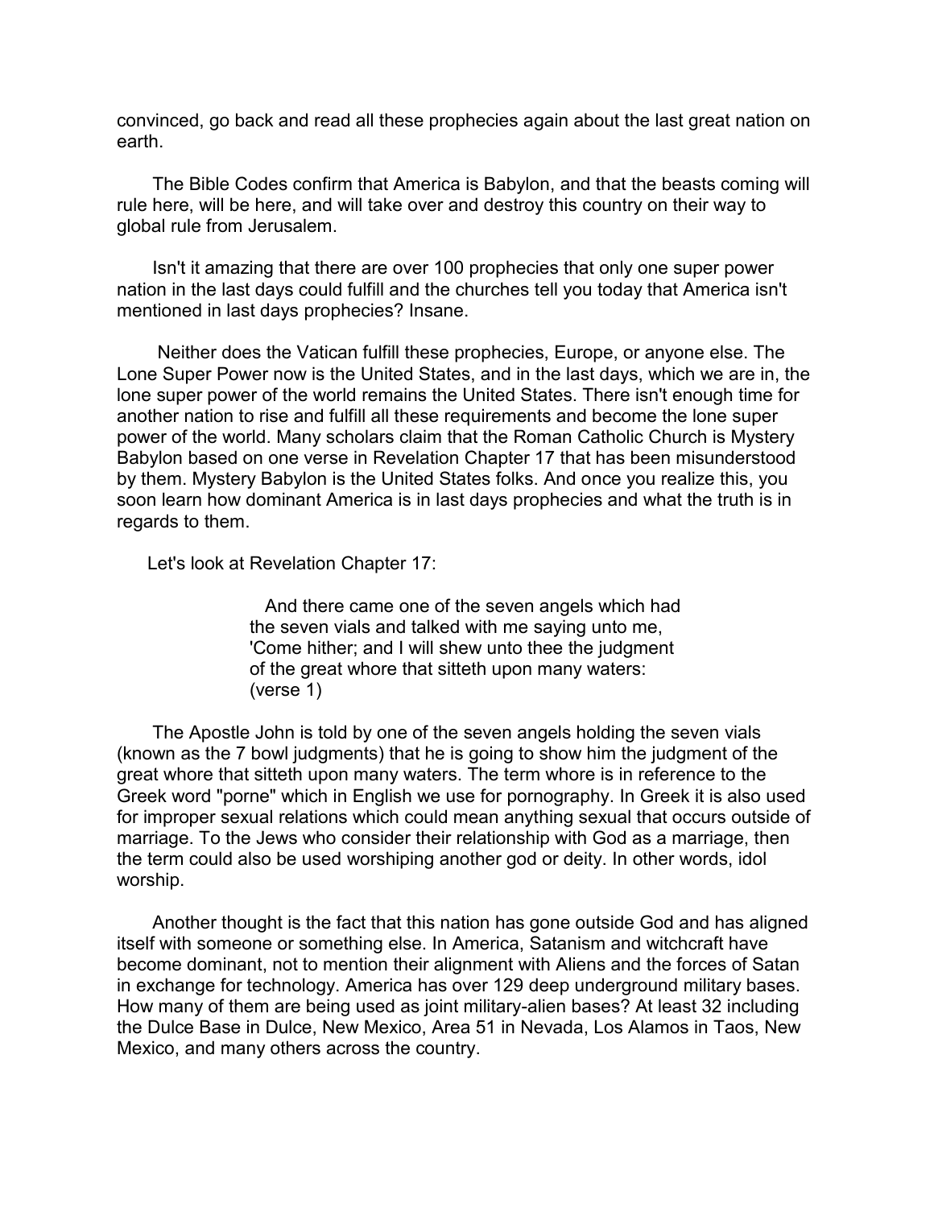convinced, go back and read all these prophecies again about the last great nation on earth.

The Bible Codes confirm that America is Babylon, and that the beasts coming will rule here, will be here, and will take over and destroy this country on their way to global rule from Jerusalem.

Isn't it amazing that there are over 100 prophecies that only one super power nation in the last days could fulfill and the churches tell you today that America isn't mentioned in last days prophecies? Insane.

Neither does the Vatican fulfill these prophecies, Europe, or anyone else. The Lone Super Power now is the United States, and in the last days, which we are in, the lone super power of the world remains the United States. There isn't enough time for another nation to rise and fulfill all these requirements and become the lone super power of the world. Many scholars claim that the Roman Catholic Church is Mystery Babylon based on one verse in Revelation Chapter 17 that has been misunderstood by them. Mystery Babylon is the United States folks. And once you realize this, you soon learn how dominant America is in last days prophecies and what the truth is in regards to them.

Let's look at Revelation Chapter 17:

> And there came one of the seven angels which had the seven vials and talked with me saying unto me, 'Come hither; and I will shew unto thee the judgment of the great whore that sitteth upon many waters: (verse 1)

The Apostle John is told by one of the seven angels holding the seven vials (known as the 7 bowl judgments) that he is going to show him the judgment of the great whore that sitteth upon many waters. The term whore is in reference to the Greek word "porne" which in English we use for pornography. In Greek it is also used for improper sexual relations which could mean anything sexual that occurs outside of marriage. To the Jews who consider their relationship with God as a marriage, then the term could also be used worshiping another god or deity. In other words, idol worship.

Another thought is the fact that this nation has gone outside God and has aligned itself with someone or something else. In America, Satanism and witchcraft have become dominant, not to mention their alignment with Aliens and the forces of Satan in exchange for technology. America has over 129 deep underground military bases. How many of them are being used as joint military-alien bases? At least 32 including the Dulce Base in Dulce, New Mexico, Area 51 in Nevada, Los Alamos in Taos, New Mexico, and many others across the country.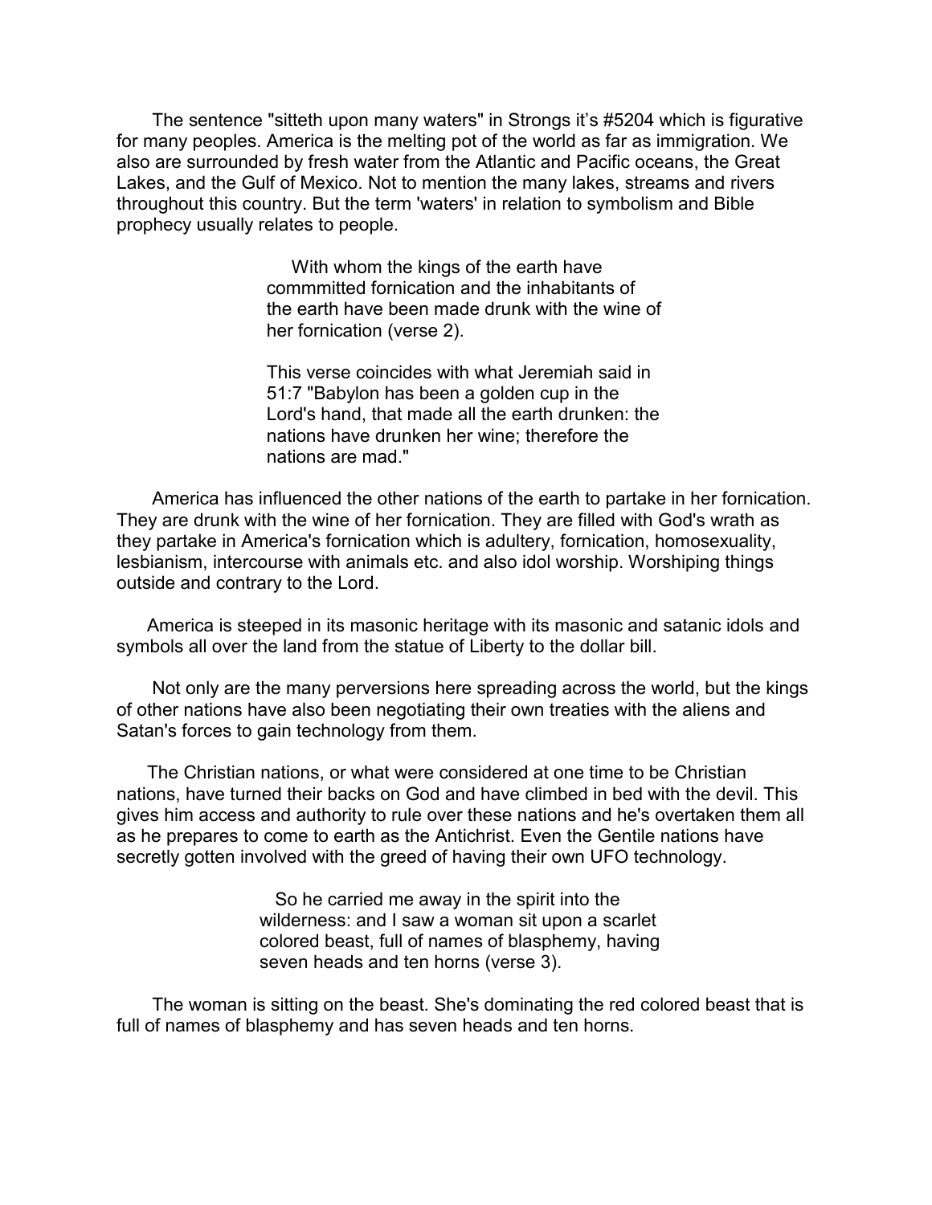The sentence "sitteth upon many waters" in Strongs it's #5204 which is figurative for many peoples. America is the melting pot of the world as far as immigration. We also are surrounded by fresh water from the Atlantic and Pacific oceans, the Great Lakes, and the Gulf of Mexico. Not to mention the many lakes, streams and rivers throughout this country. But the term 'waters' in relation to symbolism and Bible prophecy usually relates to people.

> With whom the kings of the earth have commmitted fornication and the inhabitants of the earth have been made drunk with the wine of her fornication (verse 2).
>
> This verse coincides with what Jeremiah said in 51:7 "Babylon has been a golden cup in the Lord's hand, that made all the earth drunken: the nations have drunken her wine; therefore the nations are mad."

America has influenced the other nations of the earth to partake in her fornication. They are drunk with the wine of her fornication. They are filled with God's wrath as they partake in America's fornication which is adultery, fornication, homosexuality, lesbianism, intercourse with animals etc. and also idol worship. Worshiping things outside and contrary to the Lord.

America is steeped in its masonic heritage with its masonic and satanic idols and symbols all over the land from the statue of Liberty to the dollar bill.

Not only are the many perversions here spreading across the world, but the kings of other nations have also been negotiating their own treaties with the aliens and Satan's forces to gain technology from them.

The Christian nations, or what were considered at one time to be Christian nations, have turned their backs on God and have climbed in bed with the devil. This gives him access and authority to rule over these nations and he's overtaken them all as he prepares to come to earth as the Antichrist. Even the Gentile nations have secretly gotten involved with the greed of having their own UFO technology.

> So he carried me away in the spirit into the wilderness: and I saw a woman sit upon a scarlet colored beast, full of names of blasphemy, having seven heads and ten horns (verse 3).

The woman is sitting on the beast. She's dominating the red colored beast that is full of names of blasphemy and has seven heads and ten horns.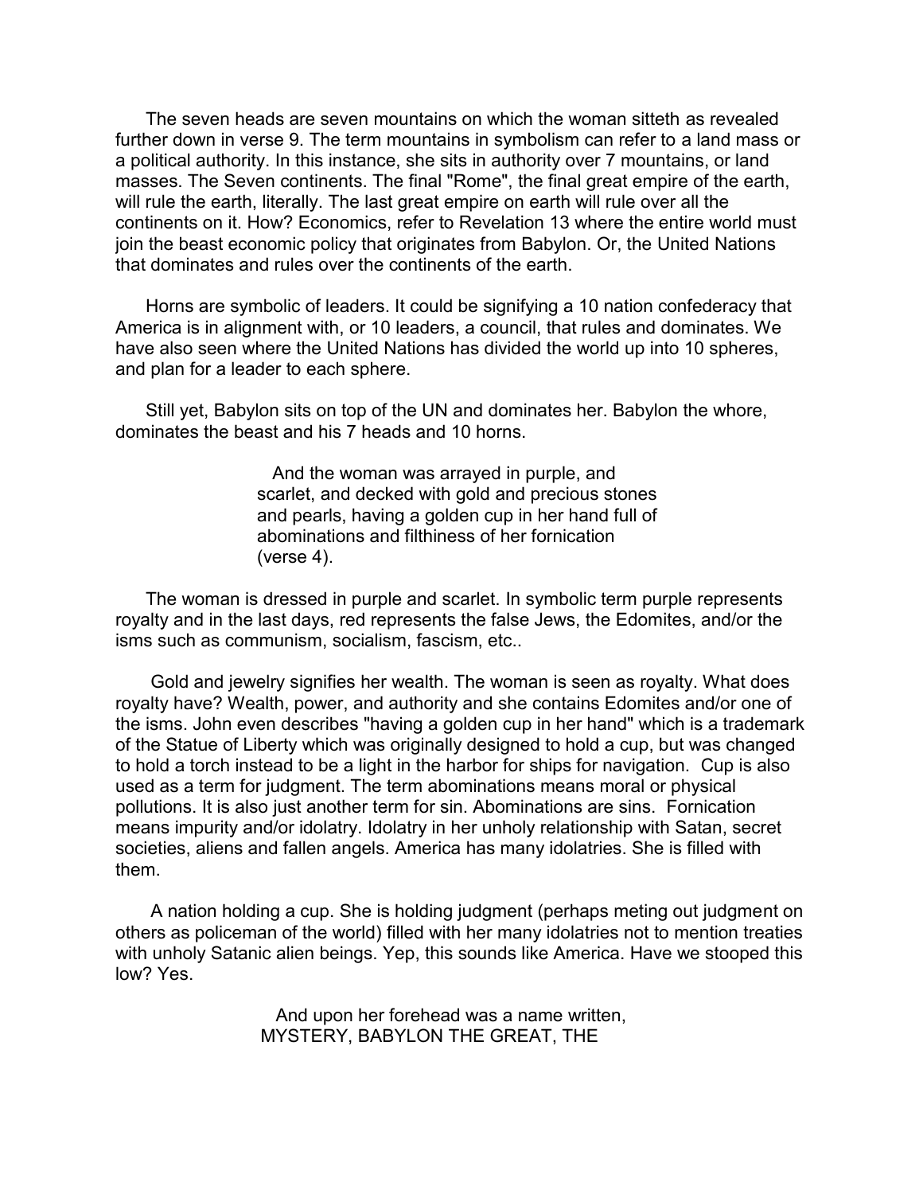The seven heads are seven mountains on which the woman sitteth as revealed further down in verse 9. The term mountains in symbolism can refer to a land mass or a political authority. In this instance, she sits in authority over 7 mountains, or land masses. The Seven continents. The final "Rome", the final great empire of the earth, will rule the earth, literally. The last great empire on earth will rule over all the continents on it. How? Economics, refer to Revelation 13 where the entire world must join the beast economic policy that originates from Babylon. Or, the United Nations that dominates and rules over the continents of the earth.

Horns are symbolic of leaders. It could be signifying a 10 nation confederacy that America is in alignment with, or 10 leaders, a council, that rules and dominates. We have also seen where the United Nations has divided the world up into 10 spheres, and plan for a leader to each sphere.

Still yet, Babylon sits on top of the UN and dominates her. Babylon the whore, dominates the beast and his 7 heads and 10 horns.

> And the woman was arrayed in purple, and scarlet, and decked with gold and precious stones and pearls, having a golden cup in her hand full of abominations and filthiness of her fornication (verse 4).

The woman is dressed in purple and scarlet. In symbolic term purple represents royalty and in the last days, red represents the false Jews, the Edomites, and/or the isms such as communism, socialism, fascism, etc..

Gold and jewelry signifies her wealth. The woman is seen as royalty. What does royalty have? Wealth, power, and authority and she contains Edomites and/or one of the isms. John even describes "having a golden cup in her hand" which is a trademark of the Statue of Liberty which was originally designed to hold a cup, but was changed to hold a torch instead to be a light in the harbor for ships for navigation. Cup is also used as a term for judgment. The term abominations means moral or physical pollutions. It is also just another term for sin. Abominations are sins. Fornication means impurity and/or idolatry. Idolatry in her unholy relationship with Satan, secret societies, aliens and fallen angels. America has many idolatries. She is filled with them.

A nation holding a cup. She is holding judgment (perhaps meting out judgment on others as policeman of the world) filled with her many idolatries not to mention treaties with unholy Satanic alien beings. Yep, this sounds like America. Have we stooped this low? Yes.

> And upon her forehead was a name written, MYSTERY, BABYLON THE GREAT, THE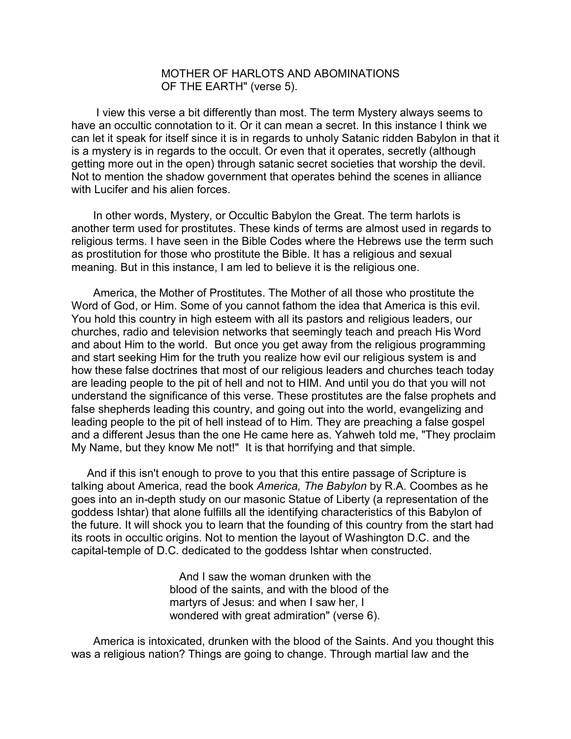MOTHER OF HARLOTS AND ABOMINATIONS
OF THE EARTH" (verse 5).

I view this verse a bit differently than most. The term Mystery always seems to have an occultic connotation to it. Or it can mean a secret. In this instance I think we can let it speak for itself since it is in regards to unholy Satanic ridden Babylon in that it is a mystery is in regards to the occult. Or even that it operates, secretly (although getting more out in the open) through satanic secret societies that worship the devil. Not to mention the shadow government that operates behind the scenes in alliance with Lucifer and his alien forces.

In other words, Mystery, or Occultic Babylon the Great. The term harlots is another term used for prostitutes. These kinds of terms are almost used in regards to religious terms. I have seen in the Bible Codes where the Hebrews use the term such as prostitution for those who prostitute the Bible. It has a religious and sexual meaning. But in this instance, I am led to believe it is the religious one.

America, the Mother of Prostitutes. The Mother of all those who prostitute the Word of God, or Him. Some of you cannot fathom the idea that America is this evil. You hold this country in high esteem with all its pastors and religious leaders, our churches, radio and television networks that seemingly teach and preach His Word and about Him to the world. But once you get away from the religious programming and start seeking Him for the truth you realize how evil our religious system is and how these false doctrines that most of our religious leaders and churches teach today are leading people to the pit of hell and not to HIM. And until you do that you will not understand the significance of this verse. These prostitutes are the false prophets and false shepherds leading this country, and going out into the world, evangelizing and leading people to the pit of hell instead of to Him. They are preaching a false gospel and a different Jesus than the one He came here as. Yahweh told me, "They proclaim My Name, but they know Me not!" It is that horrifying and that simple.

And if this isn't enough to prove to you that this entire passage of Scripture is talking about America, read the book *America, The Babylon* by R.A. Coombes as he goes into an in-depth study on our masonic Statue of Liberty (a representation of the goddess Ishtar) that alone fulfills all the identifying characteristics of this Babylon of the future. It will shock you to learn that the founding of this country from the start had its roots in occultic origins. Not to mention the layout of Washington D.C. and the capital-temple of D.C. dedicated to the goddess Ishtar when constructed.

> And I saw the woman drunken with the blood of the saints, and with the blood of the martyrs of Jesus: and when I saw her, I wondered with great admiration" (verse 6).

America is intoxicated, drunken with the blood of the Saints. And you thought this was a religious nation? Things are going to change. Through martial law and the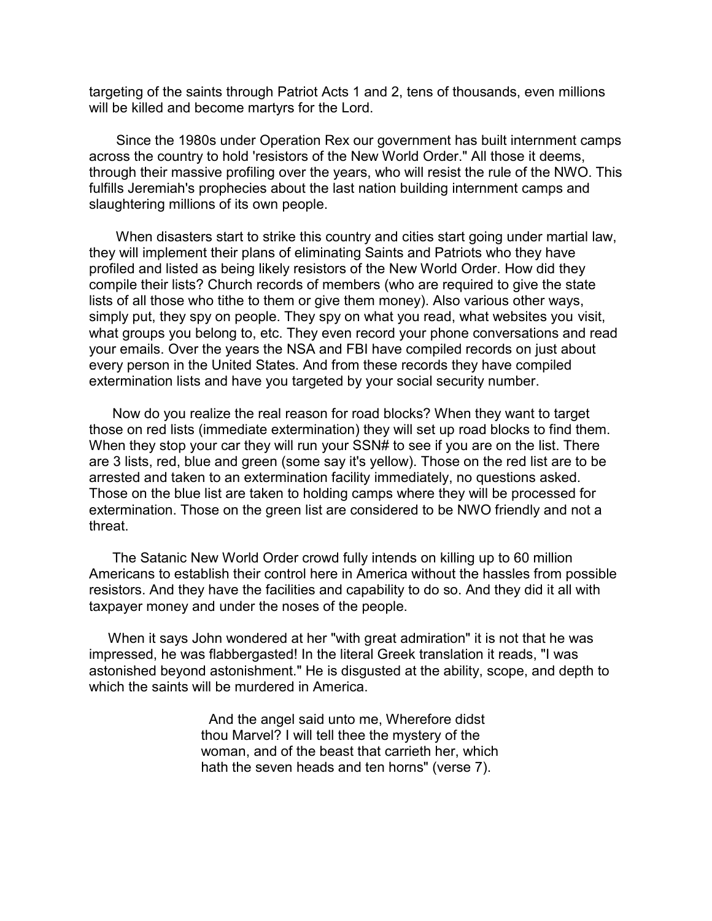targeting of the saints through Patriot Acts 1 and 2, tens of thousands, even millions will be killed and become martyrs for the Lord.

Since the 1980s under Operation Rex our government has built internment camps across the country to hold 'resistors of the New World Order." All those it deems, through their massive profiling over the years, who will resist the rule of the NWO. This fulfills Jeremiah's prophecies about the last nation building internment camps and slaughtering millions of its own people.

When disasters start to strike this country and cities start going under martial law, they will implement their plans of eliminating Saints and Patriots who they have profiled and listed as being likely resistors of the New World Order. How did they compile their lists? Church records of members (who are required to give the state lists of all those who tithe to them or give them money). Also various other ways, simply put, they spy on people. They spy on what you read, what websites you visit, what groups you belong to, etc. They even record your phone conversations and read your emails. Over the years the NSA and FBI have compiled records on just about every person in the United States. And from these records they have compiled extermination lists and have you targeted by your social security number.

Now do you realize the real reason for road blocks? When they want to target those on red lists (immediate extermination) they will set up road blocks to find them. When they stop your car they will run your SSN# to see if you are on the list. There are 3 lists, red, blue and green (some say it's yellow). Those on the red list are to be arrested and taken to an extermination facility immediately, no questions asked. Those on the blue list are taken to holding camps where they will be processed for extermination. Those on the green list are considered to be NWO friendly and not a threat.

The Satanic New World Order crowd fully intends on killing up to 60 million Americans to establish their control here in America without the hassles from possible resistors. And they have the facilities and capability to do so. And they did it all with taxpayer money and under the noses of the people.

When it says John wondered at her "with great admiration" it is not that he was impressed, he was flabbergasted! In the literal Greek translation it reads, "I was astonished beyond astonishment." He is disgusted at the ability, scope, and depth to which the saints will be murdered in America.

> And the angel said unto me, Wherefore didst thou Marvel? I will tell thee the mystery of the woman, and of the beast that carrieth her, which hath the seven heads and ten horns" (verse 7).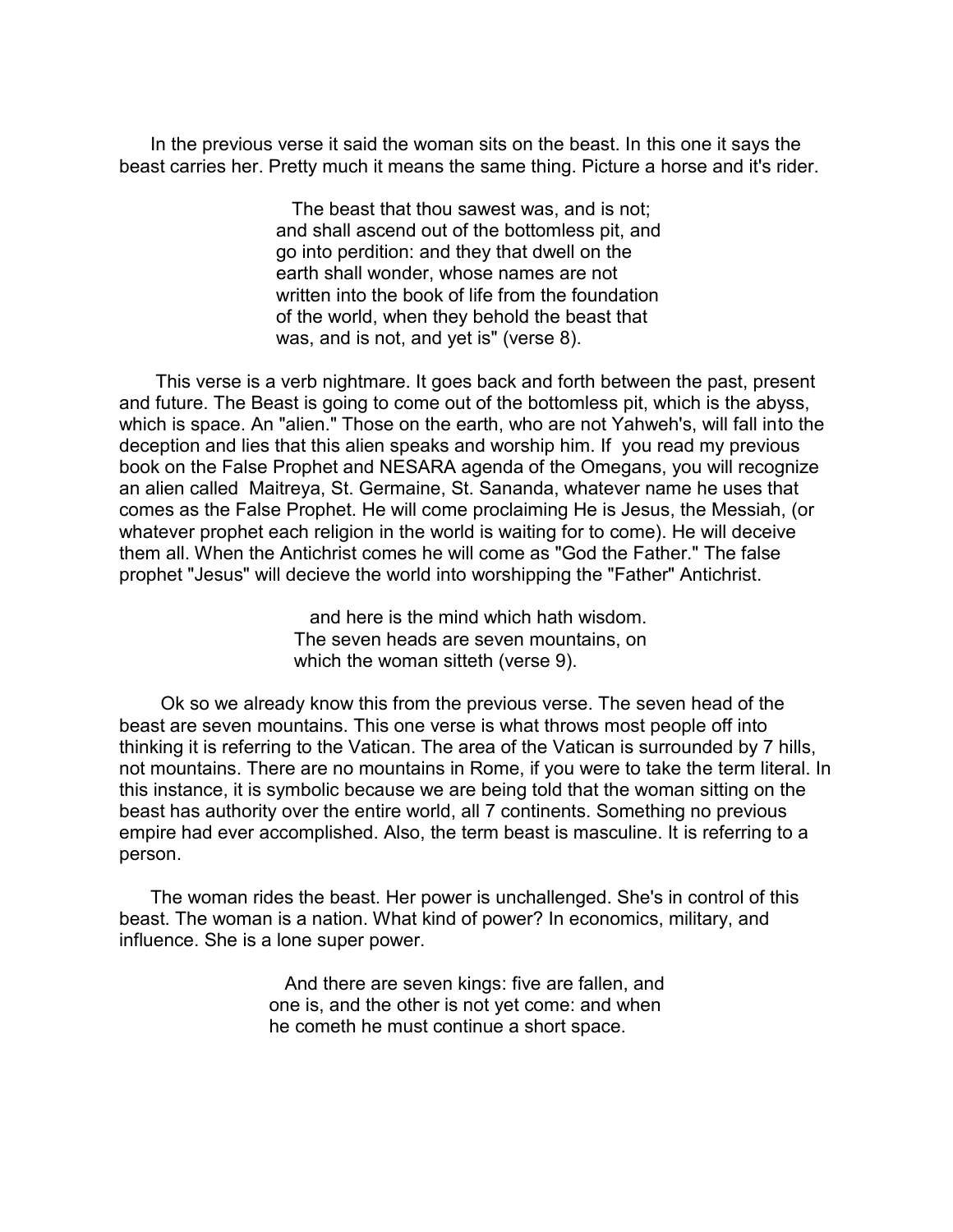In the previous verse it said the woman sits on the beast. In this one it says the beast carries her. Pretty much it means the same thing. Picture a horse and it's rider.

> The beast that thou sawest was, and is not; and shall ascend out of the bottomless pit, and go into perdition: and they that dwell on the earth shall wonder, whose names are not written into the book of life from the foundation of the world, when they behold the beast that was, and is not, and yet is" (verse 8).

This verse is a verb nightmare. It goes back and forth between the past, present and future. The Beast is going to come out of the bottomless pit, which is the abyss, which is space. An "alien." Those on the earth, who are not Yahweh's, will fall into the deception and lies that this alien speaks and worship him. If you read my previous book on the False Prophet and NESARA agenda of the Omegans, you will recognize an alien called Maitreya, St. Germaine, St. Sananda, whatever name he uses that comes as the False Prophet. He will come proclaiming He is Jesus, the Messiah, (or whatever prophet each religion in the world is waiting for to come). He will deceive them all. When the Antichrist comes he will come as "God the Father." The false prophet "Jesus" will decieve the world into worshipping the "Father" Antichrist.

> and here is the mind which hath wisdom. The seven heads are seven mountains, on which the woman sitteth (verse 9).

Ok so we already know this from the previous verse. The seven head of the beast are seven mountains. This one verse is what throws most people off into thinking it is referring to the Vatican. The area of the Vatican is surrounded by 7 hills, not mountains. There are no mountains in Rome, if you were to take the term literal. In this instance, it is symbolic because we are being told that the woman sitting on the beast has authority over the entire world, all 7 continents. Something no previous empire had ever accomplished. Also, the term beast is masculine. It is referring to a person.

The woman rides the beast. Her power is unchallenged. She's in control of this beast. The woman is a nation. What kind of power? In economics, military, and influence. She is a lone super power.

> And there are seven kings: five are fallen, and one is, and the other is not yet come: and when he cometh he must continue a short space.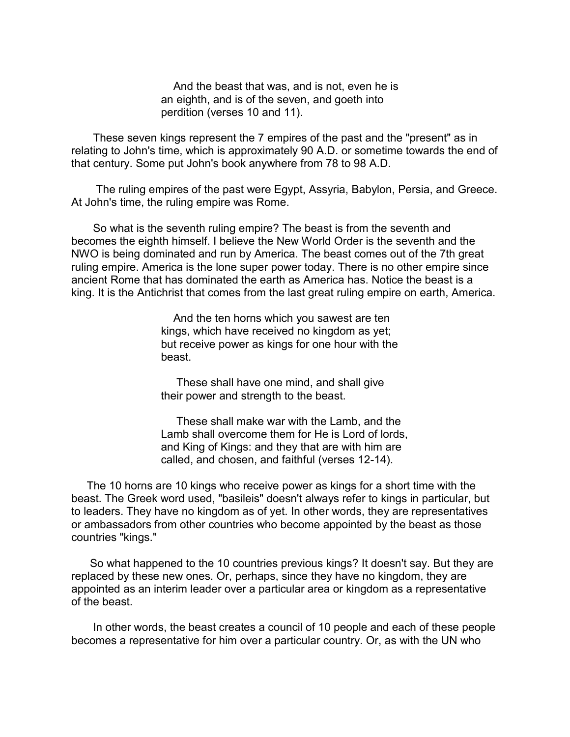> And the beast that was, and is not, even he is an eighth, and is of the seven, and goeth into perdition (verses 10 and 11).

These seven kings represent the 7 empires of the past and the "present" as in relating to John's time, which is approximately 90 A.D. or sometime towards the end of that century. Some put John's book anywhere from 78 to 98 A.D.

The ruling empires of the past were Egypt, Assyria, Babylon, Persia, and Greece. At John's time, the ruling empire was Rome.

So what is the seventh ruling empire? The beast is from the seventh and becomes the eighth himself. I believe the New World Order is the seventh and the NWO is being dominated and run by America. The beast comes out of the 7th great ruling empire. America is the lone super power today. There is no other empire since ancient Rome that has dominated the earth as America has. Notice the beast is a king. It is the Antichrist that comes from the last great ruling empire on earth, America.

> And the ten horns which you sawest are ten kings, which have received no kingdom as yet; but receive power as kings for one hour with the beast.
>
> These shall have one mind, and shall give their power and strength to the beast.
>
> These shall make war with the Lamb, and the Lamb shall overcome them for He is Lord of lords, and King of Kings: and they that are with him are called, and chosen, and faithful (verses 12-14).

The 10 horns are 10 kings who receive power as kings for a short time with the beast. The Greek word used, "basileis" doesn't always refer to kings in particular, but to leaders. They have no kingdom as of yet. In other words, they are representatives or ambassadors from other countries who become appointed by the beast as those countries "kings."

So what happened to the 10 countries previous kings? It doesn't say. But they are replaced by these new ones. Or, perhaps, since they have no kingdom, they are appointed as an interim leader over a particular area or kingdom as a representative of the beast.

In other words, the beast creates a council of 10 people and each of these people becomes a representative for him over a particular country. Or, as with the UN who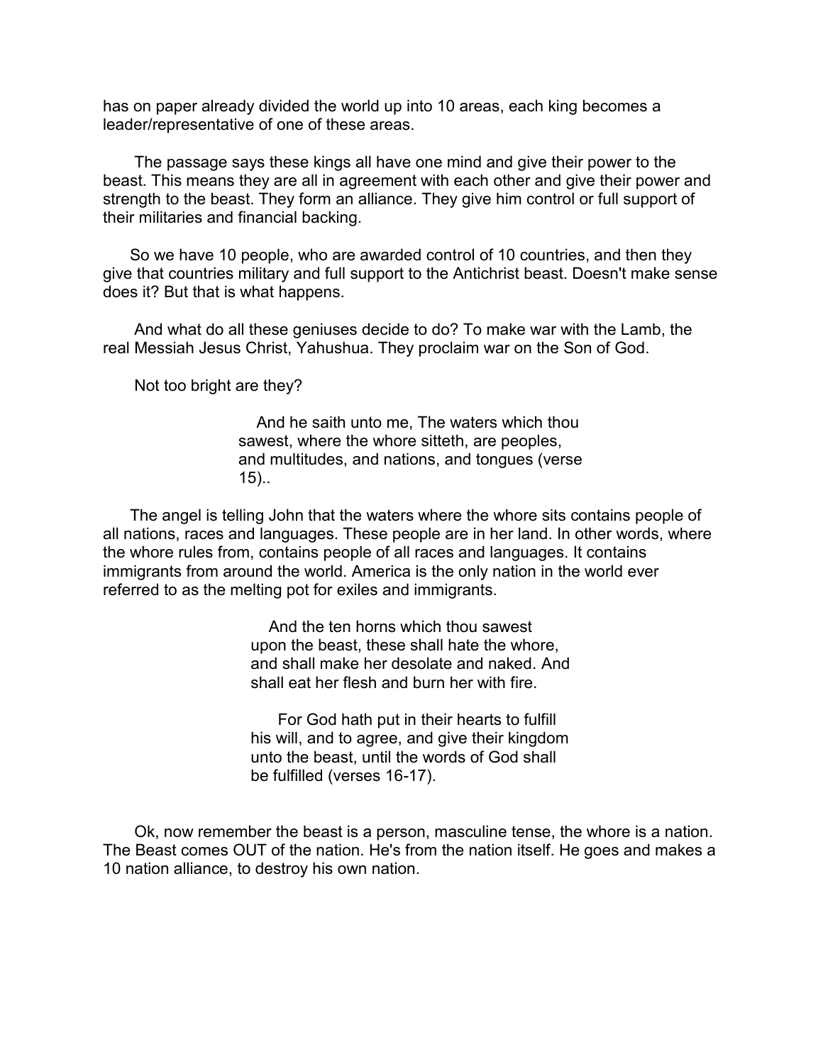has on paper already divided the world up into 10 areas, each king becomes a leader/representative of one of these areas.

The passage says these kings all have one mind and give their power to the beast. This means they are all in agreement with each other and give their power and strength to the beast. They form an alliance. They give him control or full support of their militaries and financial backing.

So we have 10 people, who are awarded control of 10 countries, and then they give that countries military and full support to the Antichrist beast. Doesn't make sense does it? But that is what happens.

And what do all these geniuses decide to do? To make war with the Lamb, the real Messiah Jesus Christ, Yahushua. They proclaim war on the Son of God.

Not too bright are they?

> And he saith unto me, The waters which thou sawest, where the whore sitteth, are peoples, and multitudes, and nations, and tongues (verse 15)..

The angel is telling John that the waters where the whore sits contains people of all nations, races and languages. These people are in her land. In other words, where the whore rules from, contains people of all races and languages. It contains immigrants from around the world. America is the only nation in the world ever referred to as the melting pot for exiles and immigrants.

> And the ten horns which thou sawest upon the beast, these shall hate the whore, and shall make her desolate and naked. And shall eat her flesh and burn her with fire.
>
> For God hath put in their hearts to fulfill his will, and to agree, and give their kingdom unto the beast, until the words of God shall be fulfilled (verses 16-17).

Ok, now remember the beast is a person, masculine tense, the whore is a nation. The Beast comes OUT of the nation. He's from the nation itself. He goes and makes a 10 nation alliance, to destroy his own nation.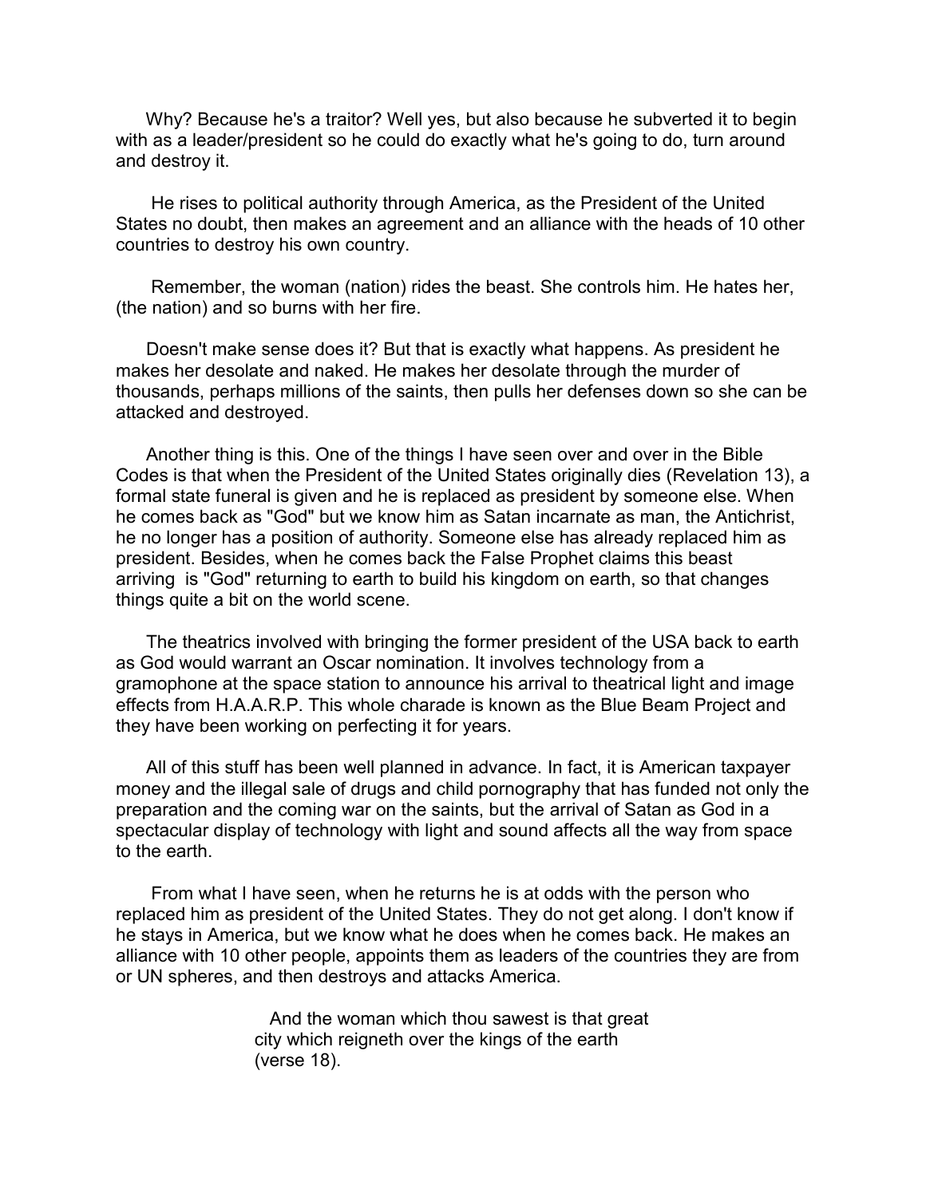Why? Because he's a traitor? Well yes, but also because he subverted it to begin with as a leader/president so he could do exactly what he's going to do, turn around and destroy it.

He rises to political authority through America, as the President of the United States no doubt, then makes an agreement and an alliance with the heads of 10 other countries to destroy his own country.

Remember, the woman (nation) rides the beast. She controls him. He hates her, (the nation) and so burns with her fire.

Doesn't make sense does it? But that is exactly what happens. As president he makes her desolate and naked. He makes her desolate through the murder of thousands, perhaps millions of the saints, then pulls her defenses down so she can be attacked and destroyed.

Another thing is this. One of the things I have seen over and over in the Bible Codes is that when the President of the United States originally dies (Revelation 13), a formal state funeral is given and he is replaced as president by someone else. When he comes back as "God" but we know him as Satan incarnate as man, the Antichrist, he no longer has a position of authority. Someone else has already replaced him as president. Besides, when he comes back the False Prophet claims this beast arriving is "God" returning to earth to build his kingdom on earth, so that changes things quite a bit on the world scene.

The theatrics involved with bringing the former president of the USA back to earth as God would warrant an Oscar nomination. It involves technology from a gramophone at the space station to announce his arrival to theatrical light and image effects from H.A.A.R.P. This whole charade is known as the Blue Beam Project and they have been working on perfecting it for years.

All of this stuff has been well planned in advance. In fact, it is American taxpayer money and the illegal sale of drugs and child pornography that has funded not only the preparation and the coming war on the saints, but the arrival of Satan as God in a spectacular display of technology with light and sound affects all the way from space to the earth.

From what I have seen, when he returns he is at odds with the person who replaced him as president of the United States. They do not get along. I don't know if he stays in America, but we know what he does when he comes back. He makes an alliance with 10 other people, appoints them as leaders of the countries they are from or UN spheres, and then destroys and attacks America.

> And the woman which thou sawest is that great city which reigneth over the kings of the earth (verse 18).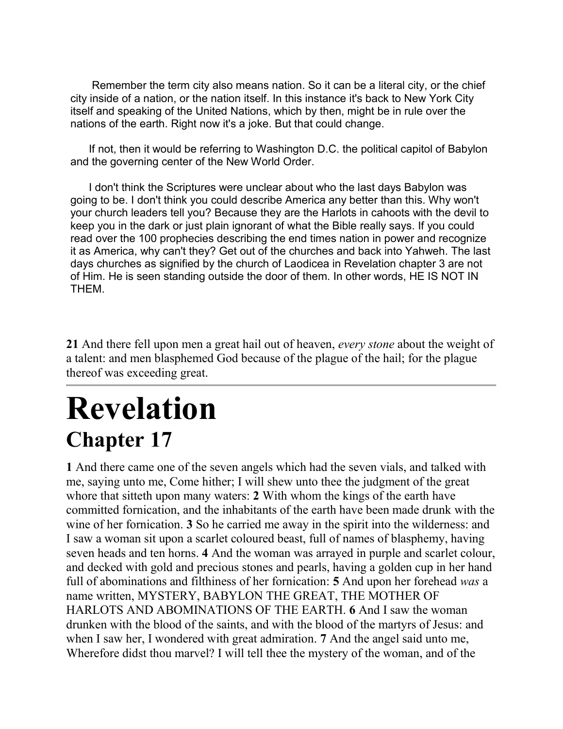Remember the term city also means nation. So it can be a literal city, or the chief city inside of a nation, or the nation itself. In this instance it's back to New York City itself and speaking of the United Nations, which by then, might be in rule over the nations of the earth. Right now it's a joke. But that could change.

If not, then it would be referring to Washington D.C. the political capitol of Babylon and the governing center of the New World Order.

I don't think the Scriptures were unclear about who the last days Babylon was going to be. I don't think you could describe America any better than this. Why won't your church leaders tell you? Because they are the Harlots in cahoots with the devil to keep you in the dark or just plain ignorant of what the Bible really says. If you could read over the 100 prophecies describing the end times nation in power and recognize it as America, why can't they? Get out of the churches and back into Yahweh. The last days churches as signified by the church of Laodicea in Revelation chapter 3 are not of Him. He is seen standing outside the door of them. In other words, HE IS NOT IN THEM.

**21** And there fell upon men a great hail out of heaven, *every stone* about the weight of a talent: and men blasphemed God because of the plague of the hail; for the plague thereof was exceeding great.

---

# Revelation

## Chapter 17

**1** And there came one of the seven angels which had the seven vials, and talked with me, saying unto me, Come hither; I will shew unto thee the judgment of the great whore that sitteth upon many waters: **2** With whom the kings of the earth have committed fornication, and the inhabitants of the earth have been made drunk with the wine of her fornication. **3** So he carried me away in the spirit into the wilderness: and I saw a woman sit upon a scarlet coloured beast, full of names of blasphemy, having seven heads and ten horns. **4** And the woman was arrayed in purple and scarlet colour, and decked with gold and precious stones and pearls, having a golden cup in her hand full of abominations and filthiness of her fornication: **5** And upon her forehead *was* a name written, MYSTERY, BABYLON THE GREAT, THE MOTHER OF HARLOTS AND ABOMINATIONS OF THE EARTH. **6** And I saw the woman drunken with the blood of the saints, and with the blood of the martyrs of Jesus: and when I saw her, I wondered with great admiration. **7** And the angel said unto me, Wherefore didst thou marvel? I will tell thee the mystery of the woman, and of the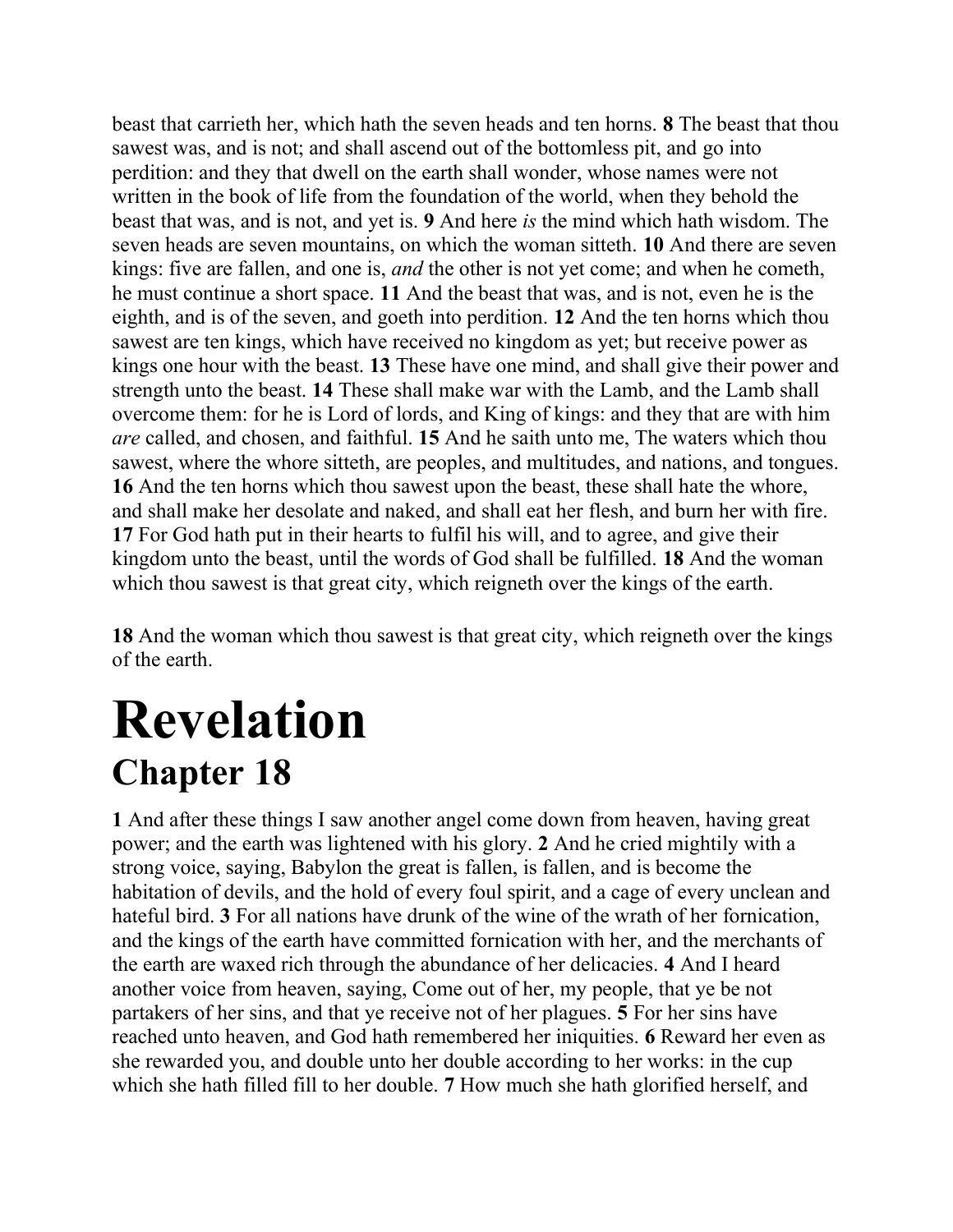beast that carrieth her, which hath the seven heads and ten horns. **8** The beast that thou sawest was, and is not; and shall ascend out of the bottomless pit, and go into perdition: and they that dwell on the earth shall wonder, whose names were not written in the book of life from the foundation of the world, when they behold the beast that was, and is not, and yet is. **9** And here *is* the mind which hath wisdom. The seven heads are seven mountains, on which the woman sitteth. **10** And there are seven kings: five are fallen, and one is, *and* the other is not yet come; and when he cometh, he must continue a short space. **11** And the beast that was, and is not, even he is the eighth, and is of the seven, and goeth into perdition. **12** And the ten horns which thou sawest are ten kings, which have received no kingdom as yet; but receive power as kings one hour with the beast. **13** These have one mind, and shall give their power and strength unto the beast. **14** These shall make war with the Lamb, and the Lamb shall overcome them: for he is Lord of lords, and King of kings: and they that are with him *are* called, and chosen, and faithful. **15** And he saith unto me, The waters which thou sawest, where the whore sitteth, are peoples, and multitudes, and nations, and tongues. **16** And the ten horns which thou sawest upon the beast, these shall hate the whore, and shall make her desolate and naked, and shall eat her flesh, and burn her with fire. **17** For God hath put in their hearts to fulfil his will, and to agree, and give their kingdom unto the beast, until the words of God shall be fulfilled. **18** And the woman which thou sawest is that great city, which reigneth over the kings of the earth.

**18** And the woman which thou sawest is that great city, which reigneth over the kings of the earth.

# Revelation
## Chapter 18

**1** And after these things I saw another angel come down from heaven, having great power; and the earth was lightened with his glory. **2** And he cried mightily with a strong voice, saying, Babylon the great is fallen, is fallen, and is become the habitation of devils, and the hold of every foul spirit, and a cage of every unclean and hateful bird. **3** For all nations have drunk of the wine of the wrath of her fornication, and the kings of the earth have committed fornication with her, and the merchants of the earth are waxed rich through the abundance of her delicacies. **4** And I heard another voice from heaven, saying, Come out of her, my people, that ye be not partakers of her sins, and that ye receive not of her plagues. **5** For her sins have reached unto heaven, and God hath remembered her iniquities. **6** Reward her even as she rewarded you, and double unto her double according to her works: in the cup which she hath filled fill to her double. **7** How much she hath glorified herself, and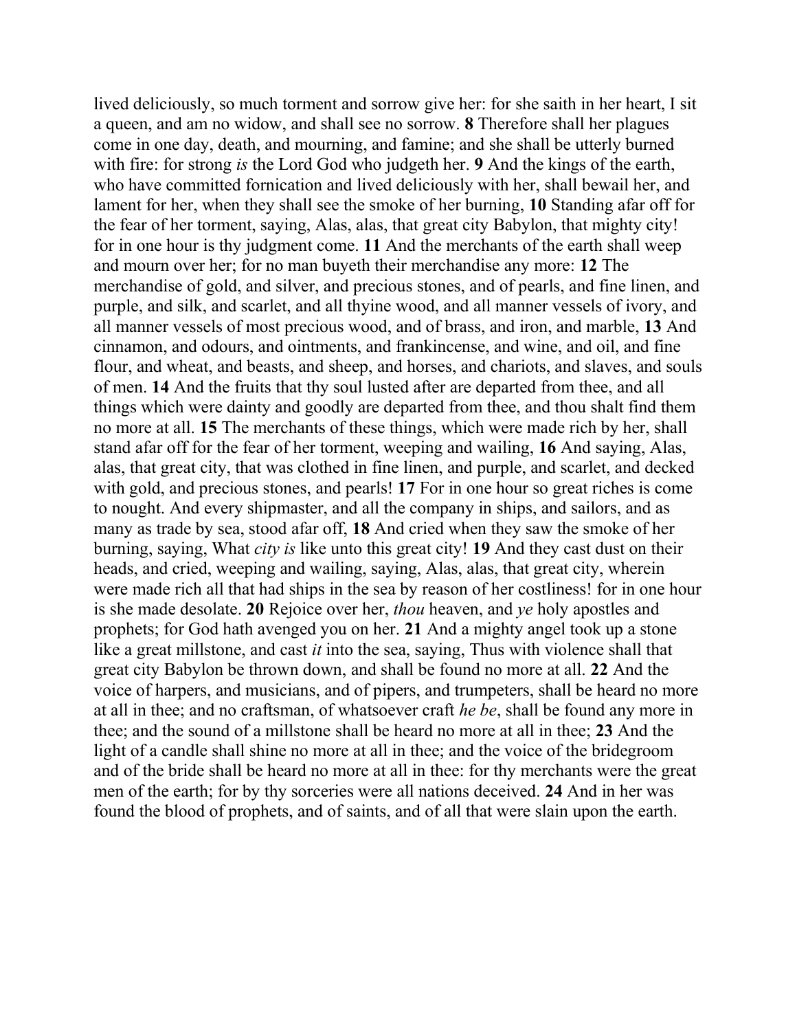lived deliciously, so much torment and sorrow give her: for she saith in her heart, I sit a queen, and am no widow, and shall see no sorrow. **8** Therefore shall her plagues come in one day, death, and mourning, and famine; and she shall be utterly burned with fire: for strong *is* the Lord God who judgeth her. **9** And the kings of the earth, who have committed fornication and lived deliciously with her, shall bewail her, and lament for her, when they shall see the smoke of her burning, **10** Standing afar off for the fear of her torment, saying, Alas, alas, that great city Babylon, that mighty city! for in one hour is thy judgment come. **11** And the merchants of the earth shall weep and mourn over her; for no man buyeth their merchandise any more: **12** The merchandise of gold, and silver, and precious stones, and of pearls, and fine linen, and purple, and silk, and scarlet, and all thyine wood, and all manner vessels of ivory, and all manner vessels of most precious wood, and of brass, and iron, and marble, **13** And cinnamon, and odours, and ointments, and frankincense, and wine, and oil, and fine flour, and wheat, and beasts, and sheep, and horses, and chariots, and slaves, and souls of men. **14** And the fruits that thy soul lusted after are departed from thee, and all things which were dainty and goodly are departed from thee, and thou shalt find them no more at all. **15** The merchants of these things, which were made rich by her, shall stand afar off for the fear of her torment, weeping and wailing, **16** And saying, Alas, alas, that great city, that was clothed in fine linen, and purple, and scarlet, and decked with gold, and precious stones, and pearls! **17** For in one hour so great riches is come to nought. And every shipmaster, and all the company in ships, and sailors, and as many as trade by sea, stood afar off, **18** And cried when they saw the smoke of her burning, saying, What *city is* like unto this great city! **19** And they cast dust on their heads, and cried, weeping and wailing, saying, Alas, alas, that great city, wherein were made rich all that had ships in the sea by reason of her costliness! for in one hour is she made desolate. **20** Rejoice over her, *thou* heaven, and *ye* holy apostles and prophets; for God hath avenged you on her. **21** And a mighty angel took up a stone like a great millstone, and cast *it* into the sea, saying, Thus with violence shall that great city Babylon be thrown down, and shall be found no more at all. **22** And the voice of harpers, and musicians, and of pipers, and trumpeters, shall be heard no more at all in thee; and no craftsman, of whatsoever craft *he be*, shall be found any more in thee; and the sound of a millstone shall be heard no more at all in thee; **23** And the light of a candle shall shine no more at all in thee; and the voice of the bridegroom and of the bride shall be heard no more at all in thee: for thy merchants were the great men of the earth; for by thy sorceries were all nations deceived. **24** And in her was found the blood of prophets, and of saints, and of all that were slain upon the earth.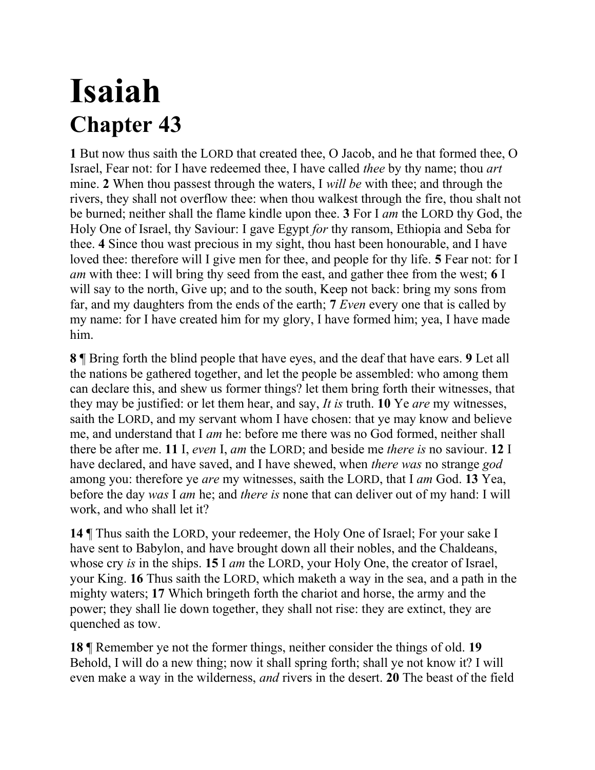# Isaiah

## Chapter 43

**1** But now thus saith the LORD that created thee, O Jacob, and he that formed thee, O Israel, Fear not: for I have redeemed thee, I have called *thee* by thy name; thou *art* mine. **2** When thou passest through the waters, I *will be* with thee; and through the rivers, they shall not overflow thee: when thou walkest through the fire, thou shalt not be burned; neither shall the flame kindle upon thee. **3** For I *am* the LORD thy God, the Holy One of Israel, thy Saviour: I gave Egypt *for* thy ransom, Ethiopia and Seba for thee. **4** Since thou wast precious in my sight, thou hast been honourable, and I have loved thee: therefore will I give men for thee, and people for thy life. **5** Fear not: for I *am* with thee: I will bring thy seed from the east, and gather thee from the west; **6** I will say to the north, Give up; and to the south, Keep not back: bring my sons from far, and my daughters from the ends of the earth; **7** *Even* every one that is called by my name: for I have created him for my glory, I have formed him; yea, I have made him.

**8** ¶ Bring forth the blind people that have eyes, and the deaf that have ears. **9** Let all the nations be gathered together, and let the people be assembled: who among them can declare this, and shew us former things? let them bring forth their witnesses, that they may be justified: or let them hear, and say, *It is* truth. **10** Ye *are* my witnesses, saith the LORD, and my servant whom I have chosen: that ye may know and believe me, and understand that I *am* he: before me there was no God formed, neither shall there be after me. **11** I, *even* I, *am* the LORD; and beside me *there is* no saviour. **12** I have declared, and have saved, and I have shewed, when *there was* no strange *god* among you: therefore ye *are* my witnesses, saith the LORD, that I *am* God. **13** Yea, before the day *was* I *am* he; and *there is* none that can deliver out of my hand: I will work, and who shall let it?

**14** ¶ Thus saith the LORD, your redeemer, the Holy One of Israel; For your sake I have sent to Babylon, and have brought down all their nobles, and the Chaldeans, whose cry *is* in the ships. **15** I *am* the LORD, your Holy One, the creator of Israel, your King. **16** Thus saith the LORD, which maketh a way in the sea, and a path in the mighty waters; **17** Which bringeth forth the chariot and horse, the army and the power; they shall lie down together, they shall not rise: they are extinct, they are quenched as tow.

**18** ¶ Remember ye not the former things, neither consider the things of old. **19** Behold, I will do a new thing; now it shall spring forth; shall ye not know it? I will even make a way in the wilderness, *and* rivers in the desert. **20** The beast of the field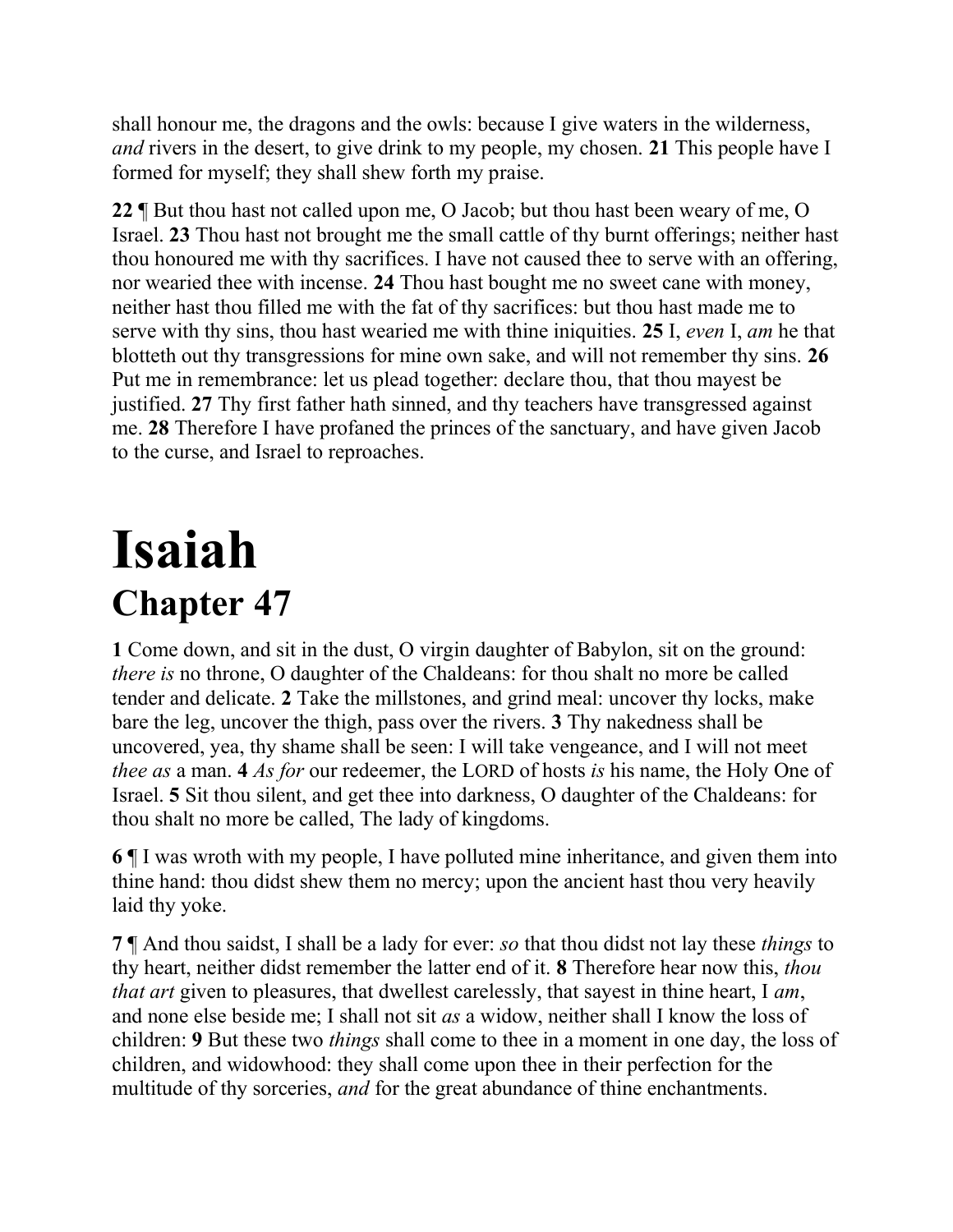shall honour me, the dragons and the owls: because I give waters in the wilderness, *and* rivers in the desert, to give drink to my people, my chosen. **21** This people have I formed for myself; they shall shew forth my praise.

**22** ¶ But thou hast not called upon me, O Jacob; but thou hast been weary of me, O Israel. **23** Thou hast not brought me the small cattle of thy burnt offerings; neither hast thou honoured me with thy sacrifices. I have not caused thee to serve with an offering, nor wearied thee with incense. **24** Thou hast bought me no sweet cane with money, neither hast thou filled me with the fat of thy sacrifices: but thou hast made me to serve with thy sins, thou hast wearied me with thine iniquities. **25** I, *even* I, *am* he that blotteth out thy transgressions for mine own sake, and will not remember thy sins. **26** Put me in remembrance: let us plead together: declare thou, that thou mayest be justified. **27** Thy first father hath sinned, and thy teachers have transgressed against me. **28** Therefore I have profaned the princes of the sanctuary, and have given Jacob to the curse, and Israel to reproaches.

# Isaiah

## Chapter 47

**1** Come down, and sit in the dust, O virgin daughter of Babylon, sit on the ground: *there is* no throne, O daughter of the Chaldeans: for thou shalt no more be called tender and delicate. **2** Take the millstones, and grind meal: uncover thy locks, make bare the leg, uncover the thigh, pass over the rivers. **3** Thy nakedness shall be uncovered, yea, thy shame shall be seen: I will take vengeance, and I will not meet *thee as* a man. **4** *As for* our redeemer, the LORD of hosts *is* his name, the Holy One of Israel. **5** Sit thou silent, and get thee into darkness, O daughter of the Chaldeans: for thou shalt no more be called, The lady of kingdoms.

**6** ¶ I was wroth with my people, I have polluted mine inheritance, and given them into thine hand: thou didst shew them no mercy; upon the ancient hast thou very heavily laid thy yoke.

**7** ¶ And thou saidst, I shall be a lady for ever: *so* that thou didst not lay these *things* to thy heart, neither didst remember the latter end of it. **8** Therefore hear now this, *thou that art* given to pleasures, that dwellest carelessly, that sayest in thine heart, I *am*, and none else beside me; I shall not sit *as* a widow, neither shall I know the loss of children: **9** But these two *things* shall come to thee in a moment in one day, the loss of children, and widowhood: they shall come upon thee in their perfection for the multitude of thy sorceries, *and* for the great abundance of thine enchantments.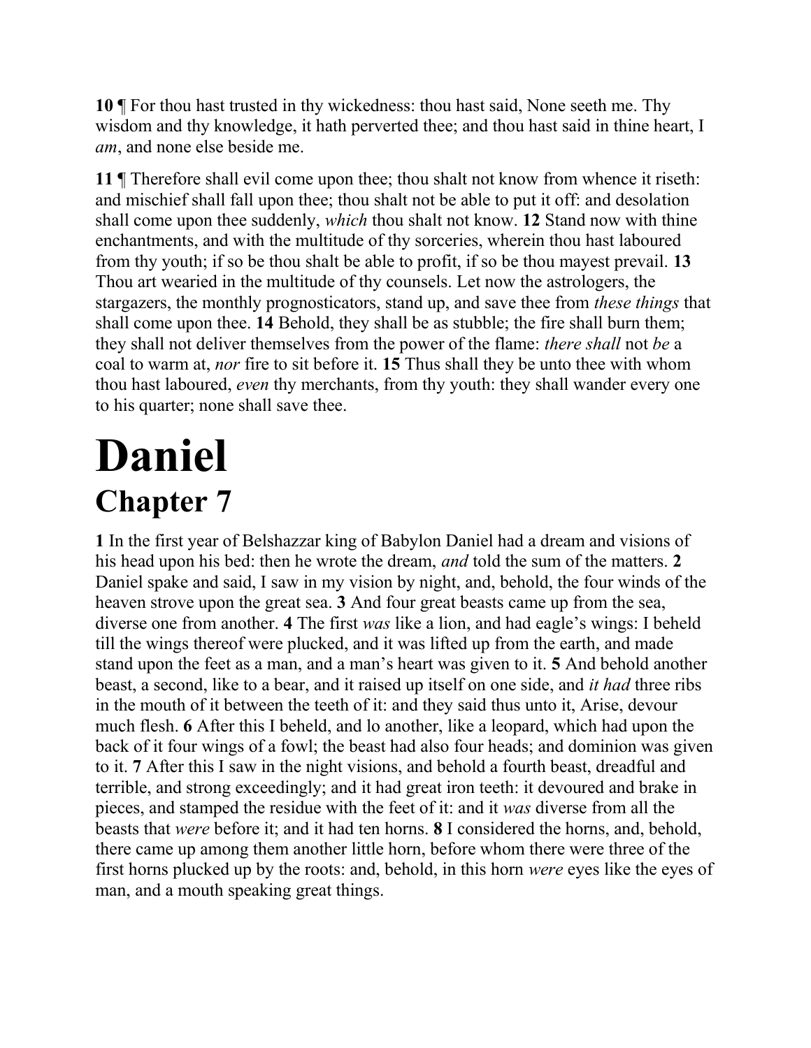**10** ¶ For thou hast trusted in thy wickedness: thou hast said, None seeth me. Thy wisdom and thy knowledge, it hath perverted thee; and thou hast said in thine heart, I *am*, and none else beside me.

**11** ¶ Therefore shall evil come upon thee; thou shalt not know from whence it riseth: and mischief shall fall upon thee; thou shalt not be able to put it off: and desolation shall come upon thee suddenly, *which* thou shalt not know. **12** Stand now with thine enchantments, and with the multitude of thy sorceries, wherein thou hast laboured from thy youth; if so be thou shalt be able to profit, if so be thou mayest prevail. **13** Thou art wearied in the multitude of thy counsels. Let now the astrologers, the stargazers, the monthly prognosticators, stand up, and save thee from *these things* that shall come upon thee. **14** Behold, they shall be as stubble; the fire shall burn them; they shall not deliver themselves from the power of the flame: *there shall* not *be* a coal to warm at, *nor* fire to sit before it. **15** Thus shall they be unto thee with whom thou hast laboured, *even* thy merchants, from thy youth: they shall wander every one to his quarter; none shall save thee.

# Daniel

## Chapter 7

**1** In the first year of Belshazzar king of Babylon Daniel had a dream and visions of his head upon his bed: then he wrote the dream, *and* told the sum of the matters. **2** Daniel spake and said, I saw in my vision by night, and, behold, the four winds of the heaven strove upon the great sea. **3** And four great beasts came up from the sea, diverse one from another. **4** The first *was* like a lion, and had eagle's wings: I beheld till the wings thereof were plucked, and it was lifted up from the earth, and made stand upon the feet as a man, and a man's heart was given to it. **5** And behold another beast, a second, like to a bear, and it raised up itself on one side, and *it had* three ribs in the mouth of it between the teeth of it: and they said thus unto it, Arise, devour much flesh. **6** After this I beheld, and lo another, like a leopard, which had upon the back of it four wings of a fowl; the beast had also four heads; and dominion was given to it. **7** After this I saw in the night visions, and behold a fourth beast, dreadful and terrible, and strong exceedingly; and it had great iron teeth: it devoured and brake in pieces, and stamped the residue with the feet of it: and it *was* diverse from all the beasts that *were* before it; and it had ten horns. **8** I considered the horns, and, behold, there came up among them another little horn, before whom there were three of the first horns plucked up by the roots: and, behold, in this horn *were* eyes like the eyes of man, and a mouth speaking great things.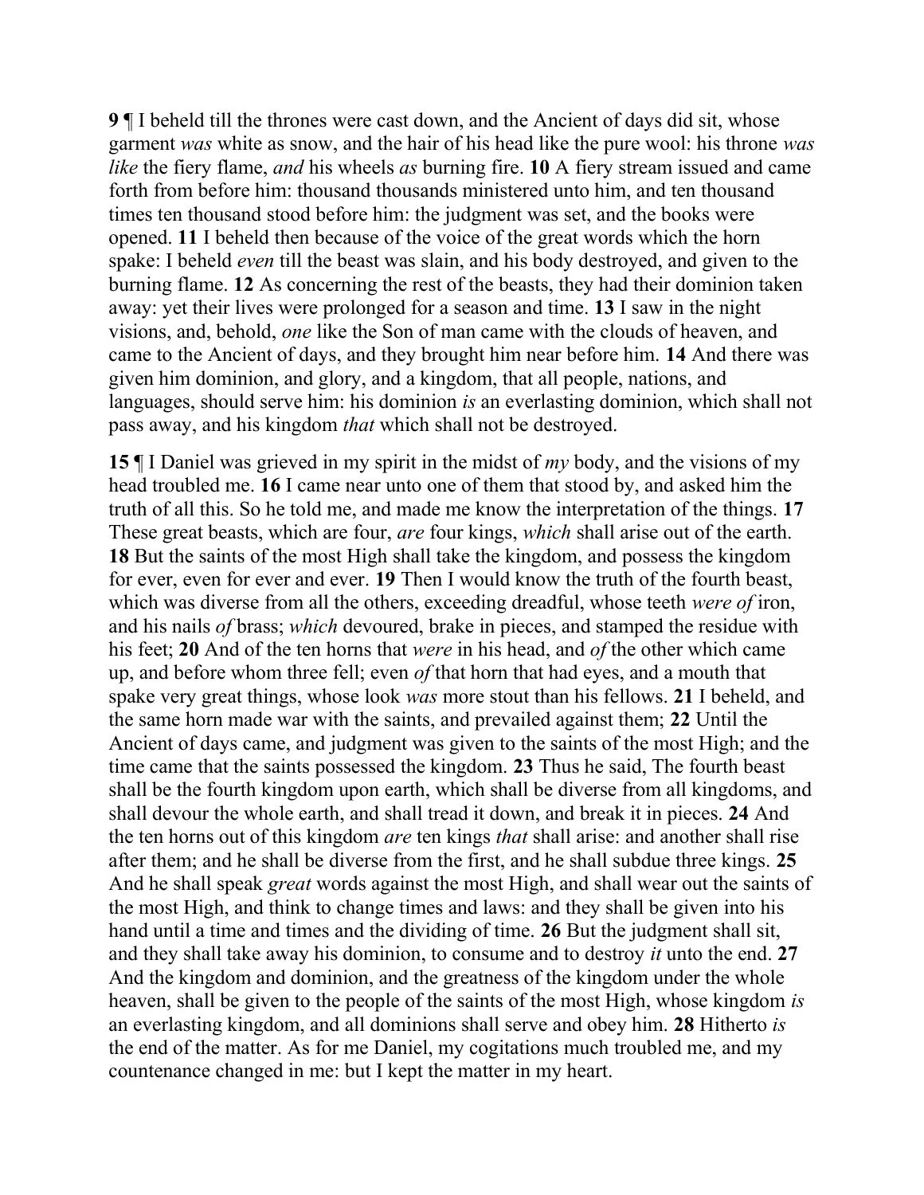**9** ¶ I beheld till the thrones were cast down, and the Ancient of days did sit, whose garment *was* white as snow, and the hair of his head like the pure wool: his throne *was like* the fiery flame, *and* his wheels *as* burning fire. **10** A fiery stream issued and came forth from before him: thousand thousands ministered unto him, and ten thousand times ten thousand stood before him: the judgment was set, and the books were opened. **11** I beheld then because of the voice of the great words which the horn spake: I beheld *even* till the beast was slain, and his body destroyed, and given to the burning flame. **12** As concerning the rest of the beasts, they had their dominion taken away: yet their lives were prolonged for a season and time. **13** I saw in the night visions, and, behold, *one* like the Son of man came with the clouds of heaven, and came to the Ancient of days, and they brought him near before him. **14** And there was given him dominion, and glory, and a kingdom, that all people, nations, and languages, should serve him: his dominion *is* an everlasting dominion, which shall not pass away, and his kingdom *that* which shall not be destroyed.

**15** ¶ I Daniel was grieved in my spirit in the midst of *my* body, and the visions of my head troubled me. **16** I came near unto one of them that stood by, and asked him the truth of all this. So he told me, and made me know the interpretation of the things. **17** These great beasts, which are four, *are* four kings, *which* shall arise out of the earth. **18** But the saints of the most High shall take the kingdom, and possess the kingdom for ever, even for ever and ever. **19** Then I would know the truth of the fourth beast, which was diverse from all the others, exceeding dreadful, whose teeth *were of* iron, and his nails *of* brass; *which* devoured, brake in pieces, and stamped the residue with his feet; **20** And of the ten horns that *were* in his head, and *of* the other which came up, and before whom three fell; even *of* that horn that had eyes, and a mouth that spake very great things, whose look *was* more stout than his fellows. **21** I beheld, and the same horn made war with the saints, and prevailed against them; **22** Until the Ancient of days came, and judgment was given to the saints of the most High; and the time came that the saints possessed the kingdom. **23** Thus he said, The fourth beast shall be the fourth kingdom upon earth, which shall be diverse from all kingdoms, and shall devour the whole earth, and shall tread it down, and break it in pieces. **24** And the ten horns out of this kingdom *are* ten kings *that* shall arise: and another shall rise after them; and he shall be diverse from the first, and he shall subdue three kings. **25** And he shall speak *great* words against the most High, and shall wear out the saints of the most High, and think to change times and laws: and they shall be given into his hand until a time and times and the dividing of time. **26** But the judgment shall sit, and they shall take away his dominion, to consume and to destroy *it* unto the end. **27** And the kingdom and dominion, and the greatness of the kingdom under the whole heaven, shall be given to the people of the saints of the most High, whose kingdom *is* an everlasting kingdom, and all dominions shall serve and obey him. **28** Hitherto *is* the end of the matter. As for me Daniel, my cogitations much troubled me, and my countenance changed in me: but I kept the matter in my heart.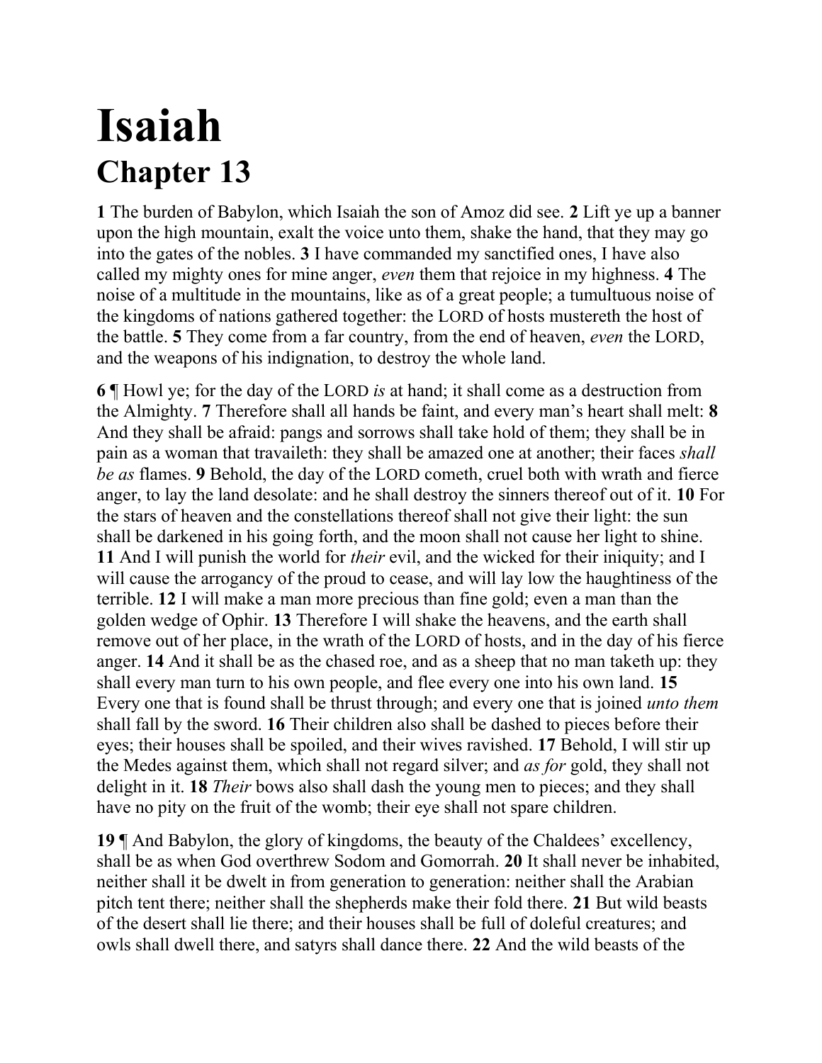# Isaiah

## Chapter 13

**1** The burden of Babylon, which Isaiah the son of Amoz did see. **2** Lift ye up a banner upon the high mountain, exalt the voice unto them, shake the hand, that they may go into the gates of the nobles. **3** I have commanded my sanctified ones, I have also called my mighty ones for mine anger, *even* them that rejoice in my highness. **4** The noise of a multitude in the mountains, like as of a great people; a tumultuous noise of the kingdoms of nations gathered together: the LORD of hosts mustereth the host of the battle. **5** They come from a far country, from the end of heaven, *even* the LORD, and the weapons of his indignation, to destroy the whole land.

**6** ¶ Howl ye; for the day of the LORD *is* at hand; it shall come as a destruction from the Almighty. **7** Therefore shall all hands be faint, and every man's heart shall melt: **8** And they shall be afraid: pangs and sorrows shall take hold of them; they shall be in pain as a woman that travaileth: they shall be amazed one at another; their faces *shall be as* flames. **9** Behold, the day of the LORD cometh, cruel both with wrath and fierce anger, to lay the land desolate: and he shall destroy the sinners thereof out of it. **10** For the stars of heaven and the constellations thereof shall not give their light: the sun shall be darkened in his going forth, and the moon shall not cause her light to shine. **11** And I will punish the world for *their* evil, and the wicked for their iniquity; and I will cause the arrogancy of the proud to cease, and will lay low the haughtiness of the terrible. **12** I will make a man more precious than fine gold; even a man than the golden wedge of Ophir. **13** Therefore I will shake the heavens, and the earth shall remove out of her place, in the wrath of the LORD of hosts, and in the day of his fierce anger. **14** And it shall be as the chased roe, and as a sheep that no man taketh up: they shall every man turn to his own people, and flee every one into his own land. **15** Every one that is found shall be thrust through; and every one that is joined *unto them* shall fall by the sword. **16** Their children also shall be dashed to pieces before their eyes; their houses shall be spoiled, and their wives ravished. **17** Behold, I will stir up the Medes against them, which shall not regard silver; and *as for* gold, they shall not delight in it. **18** *Their* bows also shall dash the young men to pieces; and they shall have no pity on the fruit of the womb; their eye shall not spare children.

**19** ¶ And Babylon, the glory of kingdoms, the beauty of the Chaldees' excellency, shall be as when God overthrew Sodom and Gomorrah. **20** It shall never be inhabited, neither shall it be dwelt in from generation to generation: neither shall the Arabian pitch tent there; neither shall the shepherds make their fold there. **21** But wild beasts of the desert shall lie there; and their houses shall be full of doleful creatures; and owls shall dwell there, and satyrs shall dance there. **22** And the wild beasts of the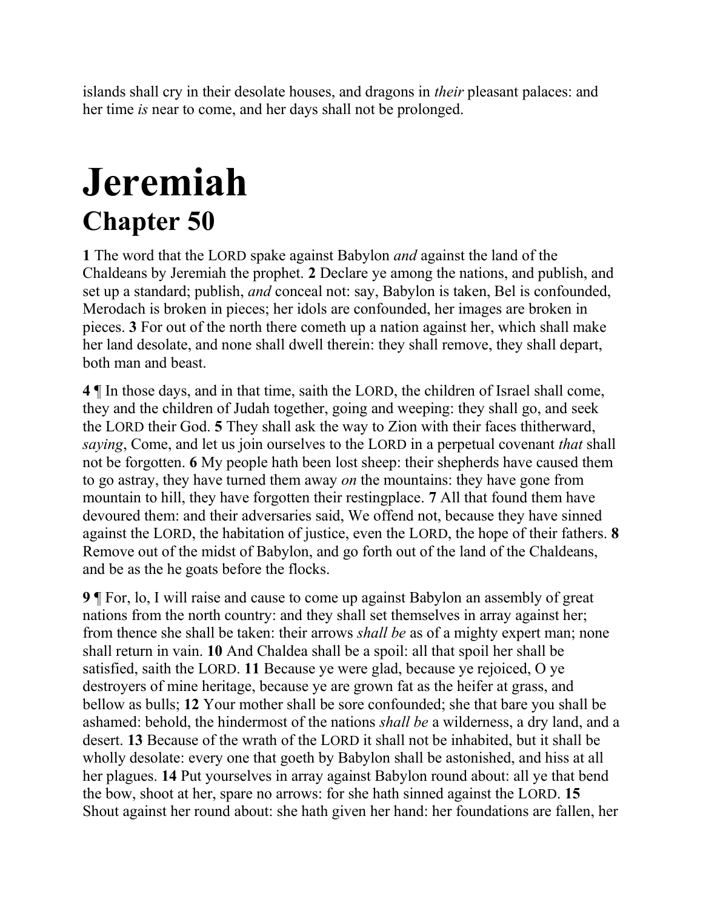islands shall cry in their desolate houses, and dragons in *their* pleasant palaces: and her time *is* near to come, and her days shall not be prolonged.

# Jeremiah

## Chapter 50

**1** The word that the LORD spake against Babylon *and* against the land of the Chaldeans by Jeremiah the prophet. **2** Declare ye among the nations, and publish, and set up a standard; publish, *and* conceal not: say, Babylon is taken, Bel is confounded, Merodach is broken in pieces; her idols are confounded, her images are broken in pieces. **3** For out of the north there cometh up a nation against her, which shall make her land desolate, and none shall dwell therein: they shall remove, they shall depart, both man and beast.

**4** ¶ In those days, and in that time, saith the LORD, the children of Israel shall come, they and the children of Judah together, going and weeping: they shall go, and seek the LORD their God. **5** They shall ask the way to Zion with their faces thitherward, *saying*, Come, and let us join ourselves to the LORD in a perpetual covenant *that* shall not be forgotten. **6** My people hath been lost sheep: their shepherds have caused them to go astray, they have turned them away *on* the mountains: they have gone from mountain to hill, they have forgotten their restingplace. **7** All that found them have devoured them: and their adversaries said, We offend not, because they have sinned against the LORD, the habitation of justice, even the LORD, the hope of their fathers. **8** Remove out of the midst of Babylon, and go forth out of the land of the Chaldeans, and be as the he goats before the flocks.

**9** ¶ For, lo, I will raise and cause to come up against Babylon an assembly of great nations from the north country: and they shall set themselves in array against her; from thence she shall be taken: their arrows *shall be* as of a mighty expert man; none shall return in vain. **10** And Chaldea shall be a spoil: all that spoil her shall be satisfied, saith the LORD. **11** Because ye were glad, because ye rejoiced, O ye destroyers of mine heritage, because ye are grown fat as the heifer at grass, and bellow as bulls; **12** Your mother shall be sore confounded; she that bare you shall be ashamed: behold, the hindermost of the nations *shall be* a wilderness, a dry land, and a desert. **13** Because of the wrath of the LORD it shall not be inhabited, but it shall be wholly desolate: every one that goeth by Babylon shall be astonished, and hiss at all her plagues. **14** Put yourselves in array against Babylon round about: all ye that bend the bow, shoot at her, spare no arrows: for she hath sinned against the LORD. **15** Shout against her round about: she hath given her hand: her foundations are fallen, her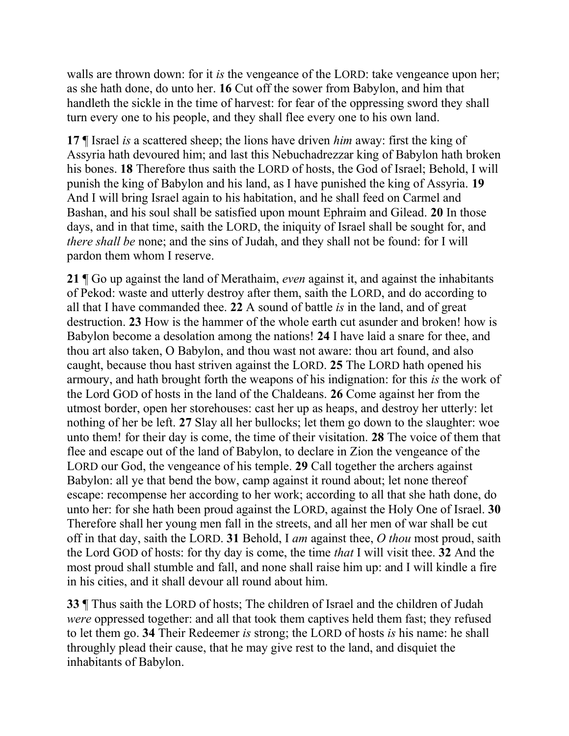walls are thrown down: for it *is* the vengeance of the LORD: take vengeance upon her; as she hath done, do unto her. **16** Cut off the sower from Babylon, and him that handleth the sickle in the time of harvest: for fear of the oppressing sword they shall turn every one to his people, and they shall flee every one to his own land.

**17** ¶ Israel *is* a scattered sheep; the lions have driven *him* away: first the king of Assyria hath devoured him; and last this Nebuchadrezzar king of Babylon hath broken his bones. **18** Therefore thus saith the LORD of hosts, the God of Israel; Behold, I will punish the king of Babylon and his land, as I have punished the king of Assyria. **19** And I will bring Israel again to his habitation, and he shall feed on Carmel and Bashan, and his soul shall be satisfied upon mount Ephraim and Gilead. **20** In those days, and in that time, saith the LORD, the iniquity of Israel shall be sought for, and *there shall be* none; and the sins of Judah, and they shall not be found: for I will pardon them whom I reserve.

**21** ¶ Go up against the land of Merathaim, *even* against it, and against the inhabitants of Pekod: waste and utterly destroy after them, saith the LORD, and do according to all that I have commanded thee. **22** A sound of battle *is* in the land, and of great destruction. **23** How is the hammer of the whole earth cut asunder and broken! how is Babylon become a desolation among the nations! **24** I have laid a snare for thee, and thou art also taken, O Babylon, and thou wast not aware: thou art found, and also caught, because thou hast striven against the LORD. **25** The LORD hath opened his armoury, and hath brought forth the weapons of his indignation: for this *is* the work of the Lord GOD of hosts in the land of the Chaldeans. **26** Come against her from the utmost border, open her storehouses: cast her up as heaps, and destroy her utterly: let nothing of her be left. **27** Slay all her bullocks; let them go down to the slaughter: woe unto them! for their day is come, the time of their visitation. **28** The voice of them that flee and escape out of the land of Babylon, to declare in Zion the vengeance of the LORD our God, the vengeance of his temple. **29** Call together the archers against Babylon: all ye that bend the bow, camp against it round about; let none thereof escape: recompense her according to her work; according to all that she hath done, do unto her: for she hath been proud against the LORD, against the Holy One of Israel. **30** Therefore shall her young men fall in the streets, and all her men of war shall be cut off in that day, saith the LORD. **31** Behold, I *am* against thee, *O thou* most proud, saith the Lord GOD of hosts: for thy day is come, the time *that* I will visit thee. **32** And the most proud shall stumble and fall, and none shall raise him up: and I will kindle a fire in his cities, and it shall devour all round about him.

**33** ¶ Thus saith the LORD of hosts; The children of Israel and the children of Judah *were* oppressed together: and all that took them captives held them fast; they refused to let them go. **34** Their Redeemer *is* strong; the LORD of hosts *is* his name: he shall throughly plead their cause, that he may give rest to the land, and disquiet the inhabitants of Babylon.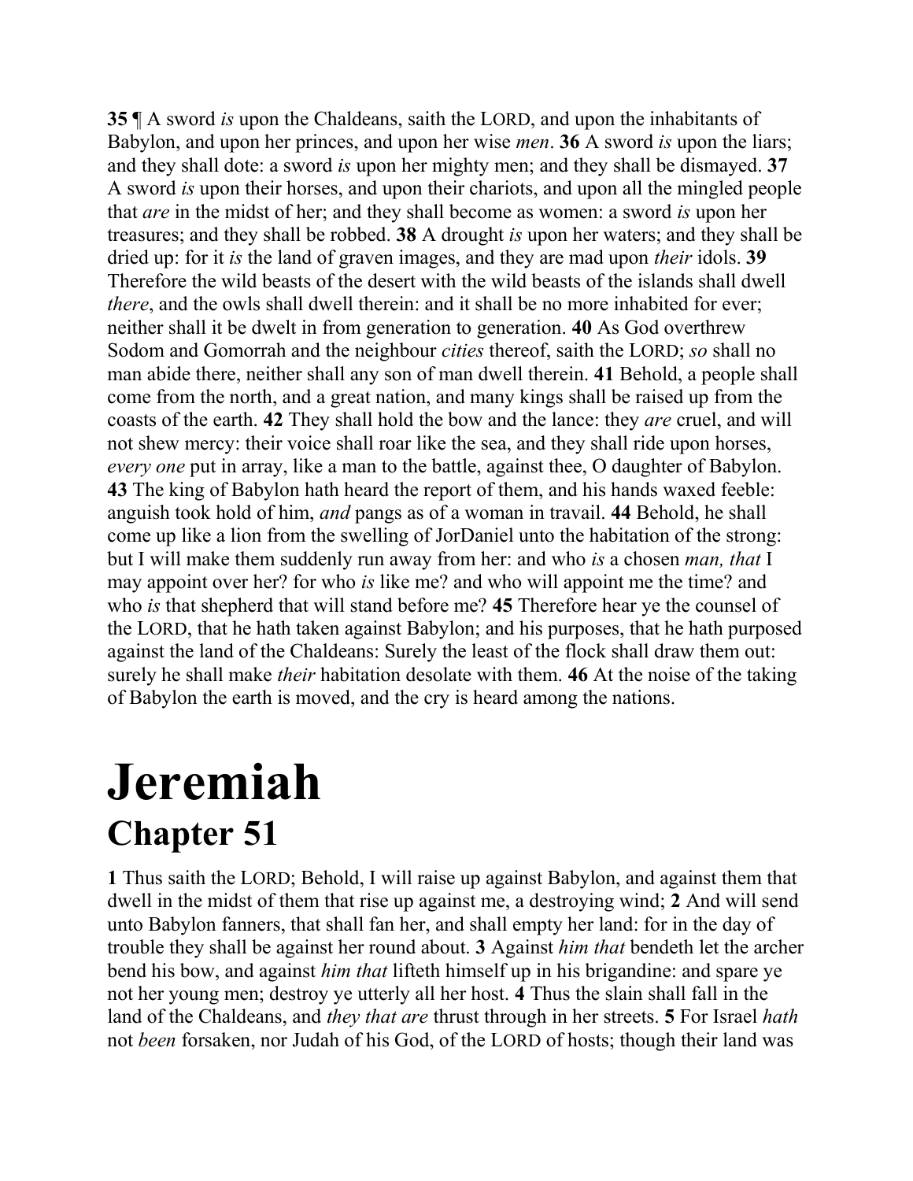**35** ¶ A sword *is* upon the Chaldeans, saith the LORD, and upon the inhabitants of Babylon, and upon her princes, and upon her wise *men*. **36** A sword *is* upon the liars; and they shall dote: a sword *is* upon her mighty men; and they shall be dismayed. **37** A sword *is* upon their horses, and upon their chariots, and upon all the mingled people that *are* in the midst of her; and they shall become as women: a sword *is* upon her treasures; and they shall be robbed. **38** A drought *is* upon her waters; and they shall be dried up: for it *is* the land of graven images, and they are mad upon *their* idols. **39** Therefore the wild beasts of the desert with the wild beasts of the islands shall dwell *there*, and the owls shall dwell therein: and it shall be no more inhabited for ever; neither shall it be dwelt in from generation to generation. **40** As God overthrew Sodom and Gomorrah and the neighbour *cities* thereof, saith the LORD; *so* shall no man abide there, neither shall any son of man dwell therein. **41** Behold, a people shall come from the north, and a great nation, and many kings shall be raised up from the coasts of the earth. **42** They shall hold the bow and the lance: they *are* cruel, and will not shew mercy: their voice shall roar like the sea, and they shall ride upon horses, *every one* put in array, like a man to the battle, against thee, O daughter of Babylon. **43** The king of Babylon hath heard the report of them, and his hands waxed feeble: anguish took hold of him, *and* pangs as of a woman in travail. **44** Behold, he shall come up like a lion from the swelling of JorDaniel unto the habitation of the strong: but I will make them suddenly run away from her: and who *is* a chosen *man, that* I may appoint over her? for who *is* like me? and who will appoint me the time? and who *is* that shepherd that will stand before me? **45** Therefore hear ye the counsel of the LORD, that he hath taken against Babylon; and his purposes, that he hath purposed against the land of the Chaldeans: Surely the least of the flock shall draw them out: surely he shall make *their* habitation desolate with them. **46** At the noise of the taking of Babylon the earth is moved, and the cry is heard among the nations.

# Jeremiah

## Chapter 51

**1** Thus saith the LORD; Behold, I will raise up against Babylon, and against them that dwell in the midst of them that rise up against me, a destroying wind; **2** And will send unto Babylon fanners, that shall fan her, and shall empty her land: for in the day of trouble they shall be against her round about. **3** Against *him that* bendeth let the archer bend his bow, and against *him that* lifteth himself up in his brigandine: and spare ye not her young men; destroy ye utterly all her host. **4** Thus the slain shall fall in the land of the Chaldeans, and *they that are* thrust through in her streets. **5** For Israel *hath* not *been* forsaken, nor Judah of his God, of the LORD of hosts; though their land was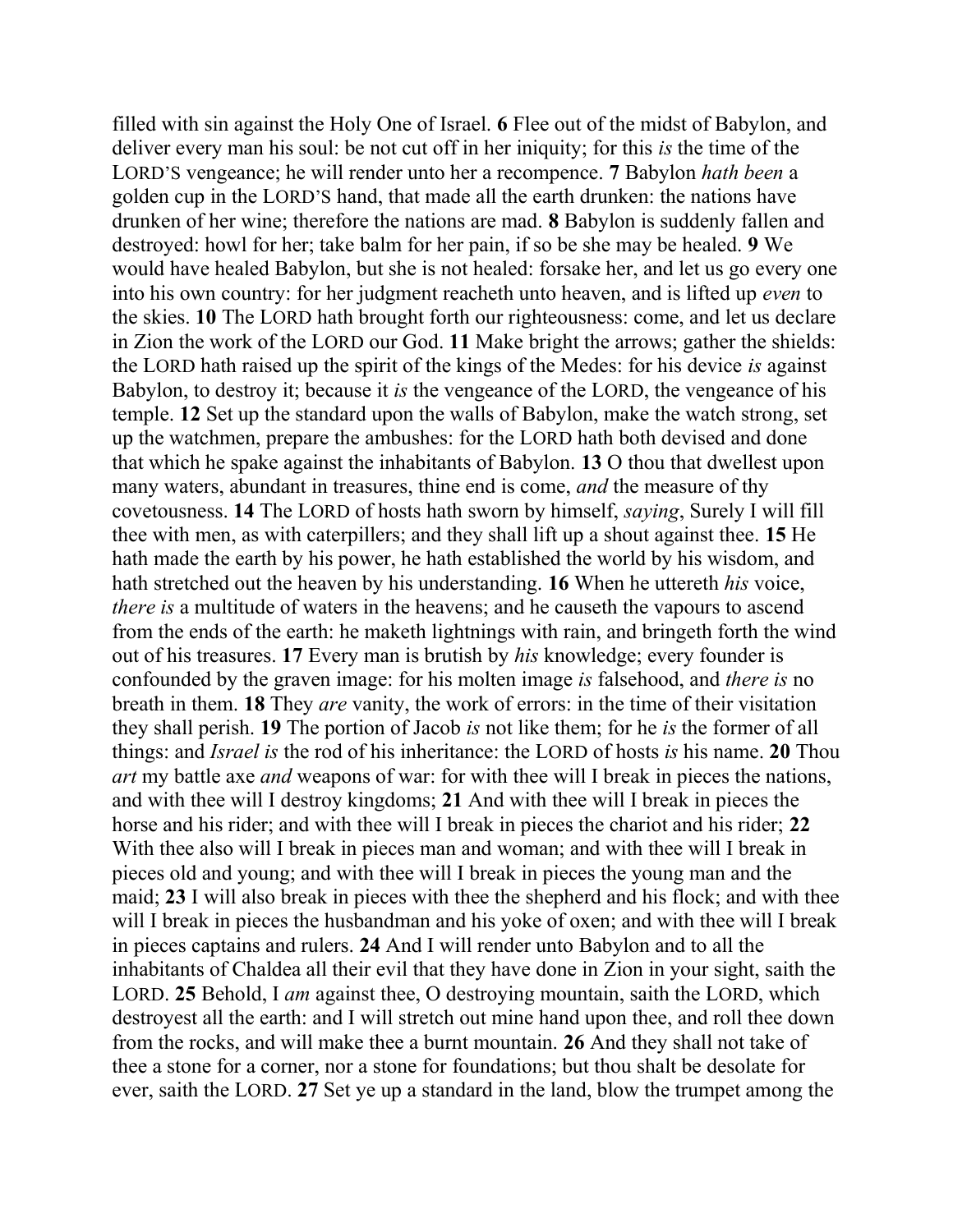filled with sin against the Holy One of Israel. **6** Flee out of the midst of Babylon, and deliver every man his soul: be not cut off in her iniquity; for this *is* the time of the LORD'S vengeance; he will render unto her a recompence. **7** Babylon *hath been* a golden cup in the LORD'S hand, that made all the earth drunken: the nations have drunken of her wine; therefore the nations are mad. **8** Babylon is suddenly fallen and destroyed: howl for her; take balm for her pain, if so be she may be healed. **9** We would have healed Babylon, but she is not healed: forsake her, and let us go every one into his own country: for her judgment reacheth unto heaven, and is lifted up *even* to the skies. **10** The LORD hath brought forth our righteousness: come, and let us declare in Zion the work of the LORD our God. **11** Make bright the arrows; gather the shields: the LORD hath raised up the spirit of the kings of the Medes: for his device *is* against Babylon, to destroy it; because it *is* the vengeance of the LORD, the vengeance of his temple. **12** Set up the standard upon the walls of Babylon, make the watch strong, set up the watchmen, prepare the ambushes: for the LORD hath both devised and done that which he spake against the inhabitants of Babylon. **13** O thou that dwellest upon many waters, abundant in treasures, thine end is come, *and* the measure of thy covetousness. **14** The LORD of hosts hath sworn by himself, *saying*, Surely I will fill thee with men, as with caterpillers; and they shall lift up a shout against thee. **15** He hath made the earth by his power, he hath established the world by his wisdom, and hath stretched out the heaven by his understanding. **16** When he uttereth *his* voice, *there is* a multitude of waters in the heavens; and he causeth the vapours to ascend from the ends of the earth: he maketh lightnings with rain, and bringeth forth the wind out of his treasures. **17** Every man is brutish by *his* knowledge; every founder is confounded by the graven image: for his molten image *is* falsehood, and *there is* no breath in them. **18** They *are* vanity, the work of errors: in the time of their visitation they shall perish. **19** The portion of Jacob *is* not like them; for he *is* the former of all things: and *Israel is* the rod of his inheritance: the LORD of hosts *is* his name. **20** Thou *art* my battle axe *and* weapons of war: for with thee will I break in pieces the nations, and with thee will I destroy kingdoms; **21** And with thee will I break in pieces the horse and his rider; and with thee will I break in pieces the chariot and his rider; **22** With thee also will I break in pieces man and woman; and with thee will I break in pieces old and young; and with thee will I break in pieces the young man and the maid; **23** I will also break in pieces with thee the shepherd and his flock; and with thee will I break in pieces the husbandman and his yoke of oxen; and with thee will I break in pieces captains and rulers. **24** And I will render unto Babylon and to all the inhabitants of Chaldea all their evil that they have done in Zion in your sight, saith the LORD. **25** Behold, I *am* against thee, O destroying mountain, saith the LORD, which destroyest all the earth: and I will stretch out mine hand upon thee, and roll thee down from the rocks, and will make thee a burnt mountain. **26** And they shall not take of thee a stone for a corner, nor a stone for foundations; but thou shalt be desolate for ever, saith the LORD. **27** Set ye up a standard in the land, blow the trumpet among the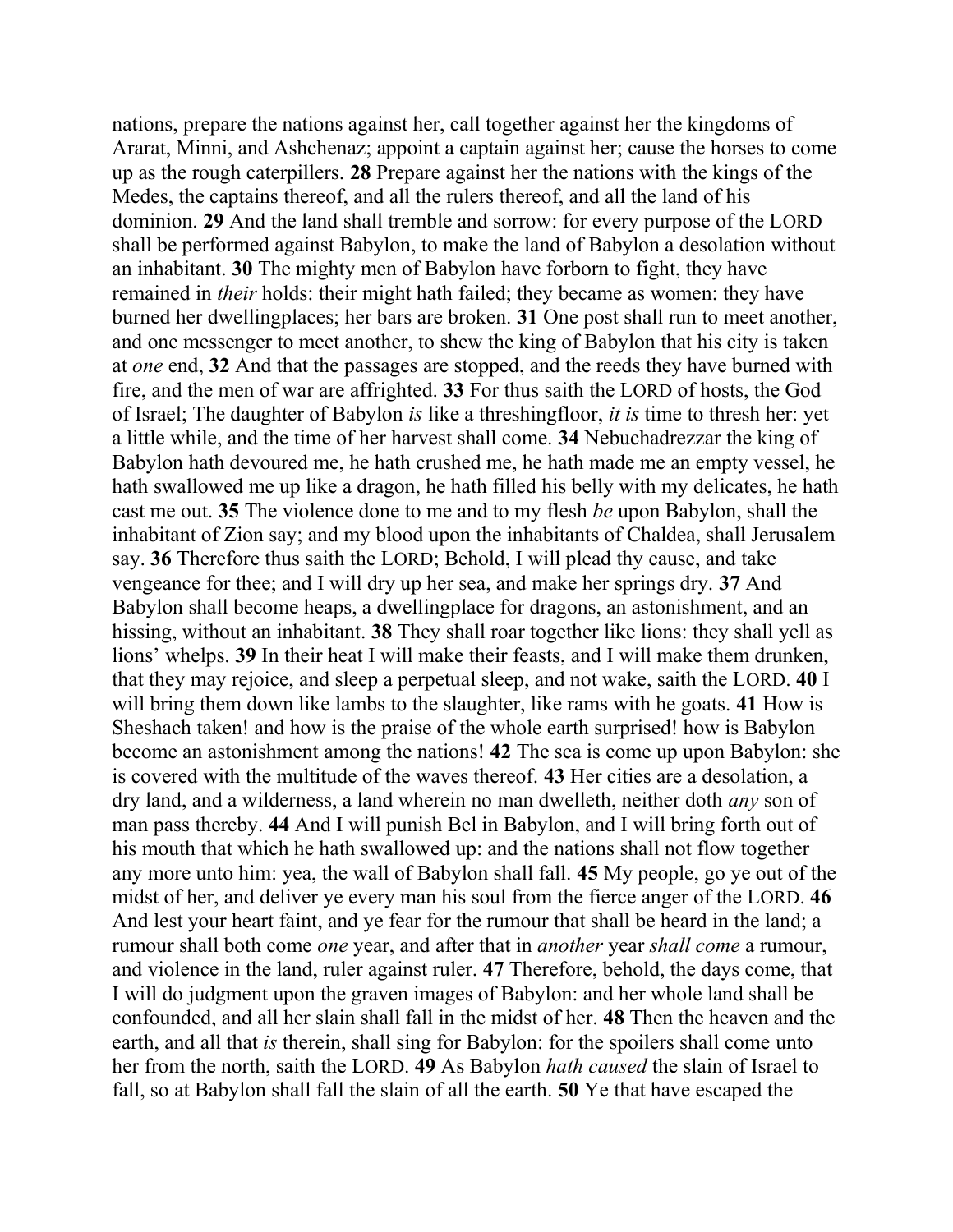nations, prepare the nations against her, call together against her the kingdoms of Ararat, Minni, and Ashchenaz; appoint a captain against her; cause the horses to come up as the rough caterpillers. **28** Prepare against her the nations with the kings of the Medes, the captains thereof, and all the rulers thereof, and all the land of his dominion. **29** And the land shall tremble and sorrow: for every purpose of the LORD shall be performed against Babylon, to make the land of Babylon a desolation without an inhabitant. **30** The mighty men of Babylon have forborn to fight, they have remained in *their* holds: their might hath failed; they became as women: they have burned her dwellingplaces; her bars are broken. **31** One post shall run to meet another, and one messenger to meet another, to shew the king of Babylon that his city is taken at *one* end, **32** And that the passages are stopped, and the reeds they have burned with fire, and the men of war are affrighted. **33** For thus saith the LORD of hosts, the God of Israel; The daughter of Babylon *is* like a threshingfloor, *it is* time to thresh her: yet a little while, and the time of her harvest shall come. **34** Nebuchadrezzar the king of Babylon hath devoured me, he hath crushed me, he hath made me an empty vessel, he hath swallowed me up like a dragon, he hath filled his belly with my delicates, he hath cast me out. **35** The violence done to me and to my flesh *be* upon Babylon, shall the inhabitant of Zion say; and my blood upon the inhabitants of Chaldea, shall Jerusalem say. **36** Therefore thus saith the LORD; Behold, I will plead thy cause, and take vengeance for thee; and I will dry up her sea, and make her springs dry. **37** And Babylon shall become heaps, a dwellingplace for dragons, an astonishment, and an hissing, without an inhabitant. **38** They shall roar together like lions: they shall yell as lions' whelps. **39** In their heat I will make their feasts, and I will make them drunken, that they may rejoice, and sleep a perpetual sleep, and not wake, saith the LORD. **40** I will bring them down like lambs to the slaughter, like rams with he goats. **41** How is Sheshach taken! and how is the praise of the whole earth surprised! how is Babylon become an astonishment among the nations! **42** The sea is come up upon Babylon: she is covered with the multitude of the waves thereof. **43** Her cities are a desolation, a dry land, and a wilderness, a land wherein no man dwelleth, neither doth *any* son of man pass thereby. **44** And I will punish Bel in Babylon, and I will bring forth out of his mouth that which he hath swallowed up: and the nations shall not flow together any more unto him: yea, the wall of Babylon shall fall. **45** My people, go ye out of the midst of her, and deliver ye every man his soul from the fierce anger of the LORD. **46** And lest your heart faint, and ye fear for the rumour that shall be heard in the land; a rumour shall both come *one* year, and after that in *another* year *shall come* a rumour, and violence in the land, ruler against ruler. **47** Therefore, behold, the days come, that I will do judgment upon the graven images of Babylon: and her whole land shall be confounded, and all her slain shall fall in the midst of her. **48** Then the heaven and the earth, and all that *is* therein, shall sing for Babylon: for the spoilers shall come unto her from the north, saith the LORD. **49** As Babylon *hath caused* the slain of Israel to fall, so at Babylon shall fall the slain of all the earth. **50** Ye that have escaped the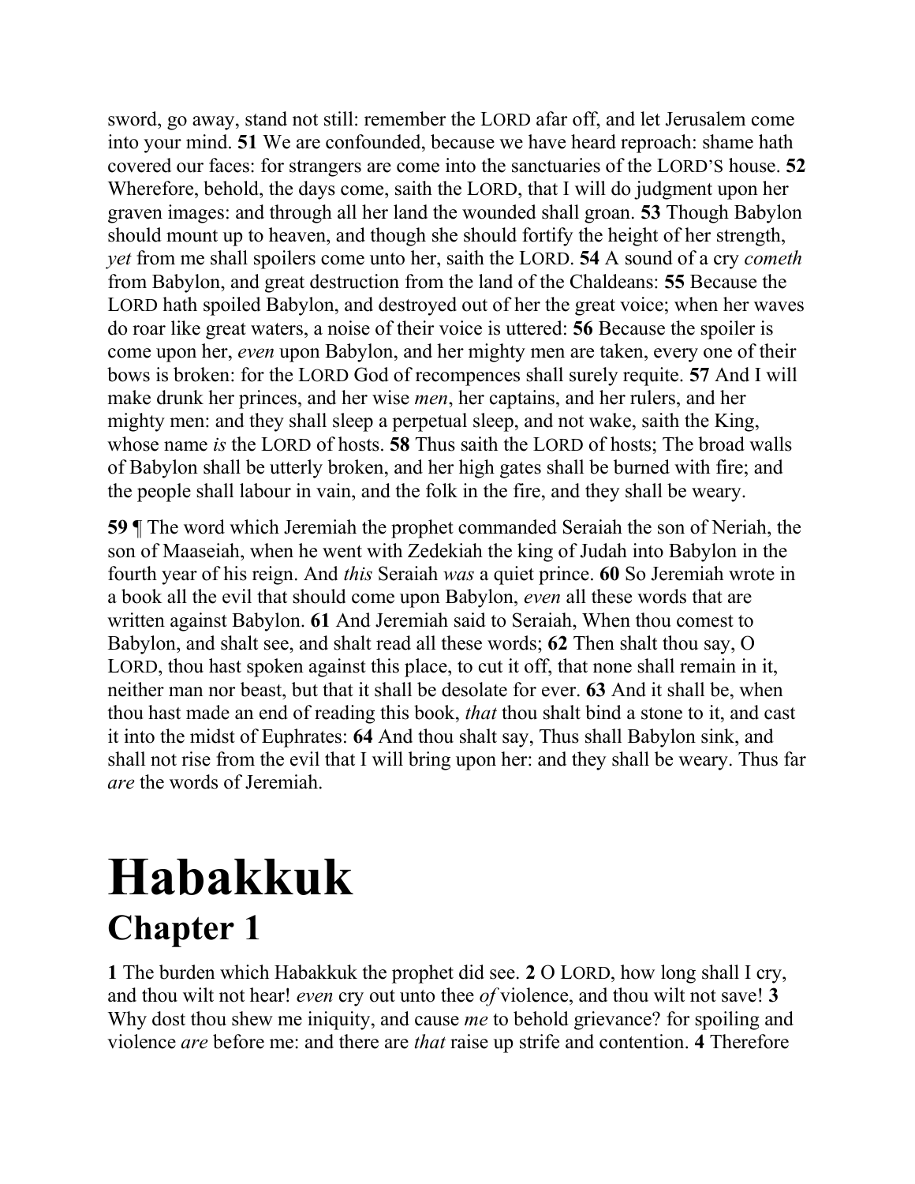sword, go away, stand not still: remember the LORD afar off, and let Jerusalem come into your mind. **51** We are confounded, because we have heard reproach: shame hath covered our faces: for strangers are come into the sanctuaries of the LORD'S house. **52** Wherefore, behold, the days come, saith the LORD, that I will do judgment upon her graven images: and through all her land the wounded shall groan. **53** Though Babylon should mount up to heaven, and though she should fortify the height of her strength, *yet* from me shall spoilers come unto her, saith the LORD. **54** A sound of a cry *cometh* from Babylon, and great destruction from the land of the Chaldeans: **55** Because the LORD hath spoiled Babylon, and destroyed out of her the great voice; when her waves do roar like great waters, a noise of their voice is uttered: **56** Because the spoiler is come upon her, *even* upon Babylon, and her mighty men are taken, every one of their bows is broken: for the LORD God of recompences shall surely requite. **57** And I will make drunk her princes, and her wise *men*, her captains, and her rulers, and her mighty men: and they shall sleep a perpetual sleep, and not wake, saith the King, whose name *is* the LORD of hosts. **58** Thus saith the LORD of hosts; The broad walls of Babylon shall be utterly broken, and her high gates shall be burned with fire; and the people shall labour in vain, and the folk in the fire, and they shall be weary.

**59** ¶ The word which Jeremiah the prophet commanded Seraiah the son of Neriah, the son of Maaseiah, when he went with Zedekiah the king of Judah into Babylon in the fourth year of his reign. And *this* Seraiah *was* a quiet prince. **60** So Jeremiah wrote in a book all the evil that should come upon Babylon, *even* all these words that are written against Babylon. **61** And Jeremiah said to Seraiah, When thou comest to Babylon, and shalt see, and shalt read all these words; **62** Then shalt thou say, O LORD, thou hast spoken against this place, to cut it off, that none shall remain in it, neither man nor beast, but that it shall be desolate for ever. **63** And it shall be, when thou hast made an end of reading this book, *that* thou shalt bind a stone to it, and cast it into the midst of Euphrates: **64** And thou shalt say, Thus shall Babylon sink, and shall not rise from the evil that I will bring upon her: and they shall be weary. Thus far *are* the words of Jeremiah.

# Habakkuk

## Chapter 1

**1** The burden which Habakkuk the prophet did see. **2** O LORD, how long shall I cry, and thou wilt not hear! *even* cry out unto thee *of* violence, and thou wilt not save! **3** Why dost thou shew me iniquity, and cause *me* to behold grievance? for spoiling and violence *are* before me: and there are *that* raise up strife and contention. **4** Therefore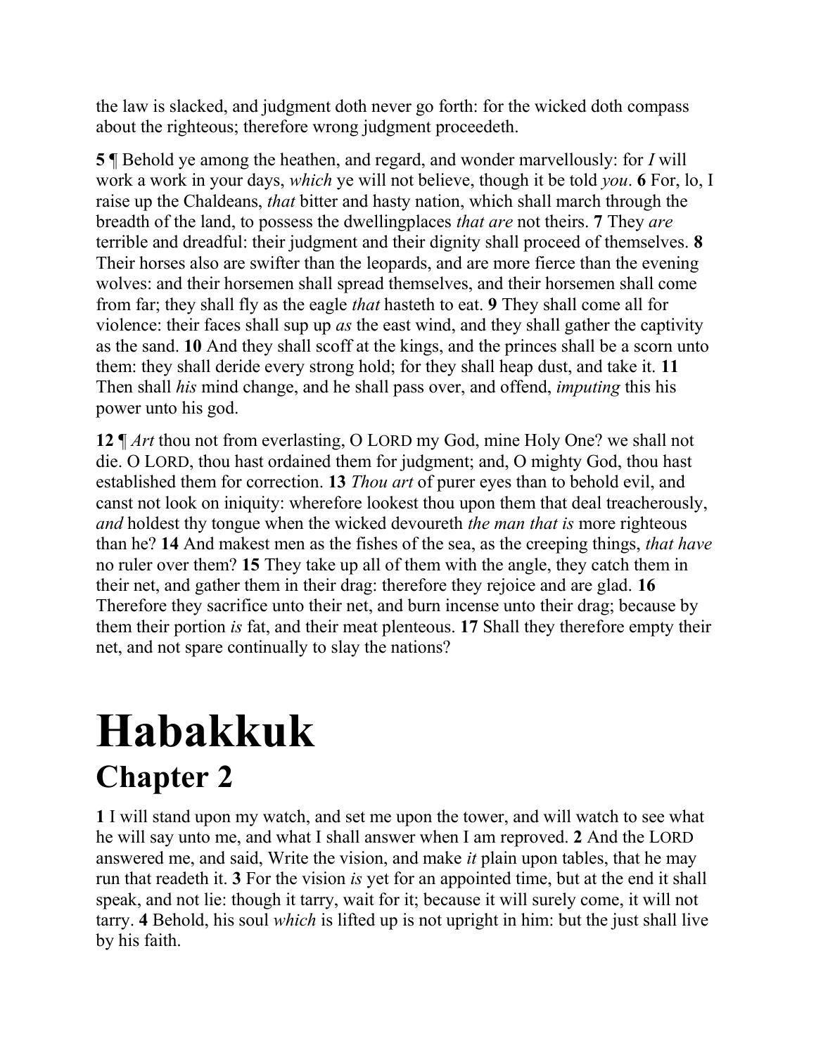the law is slacked, and judgment doth never go forth: for the wicked doth compass about the righteous; therefore wrong judgment proceedeth.

**5** ¶ Behold ye among the heathen, and regard, and wonder marvellously: for *I* will work a work in your days, *which* ye will not believe, though it be told *you*. **6** For, lo, I raise up the Chaldeans, *that* bitter and hasty nation, which shall march through the breadth of the land, to possess the dwellingplaces *that are* not theirs. **7** They *are* terrible and dreadful: their judgment and their dignity shall proceed of themselves. **8** Their horses also are swifter than the leopards, and are more fierce than the evening wolves: and their horsemen shall spread themselves, and their horsemen shall come from far; they shall fly as the eagle *that* hasteth to eat. **9** They shall come all for violence: their faces shall sup up *as* the east wind, and they shall gather the captivity as the sand. **10** And they shall scoff at the kings, and the princes shall be a scorn unto them: they shall deride every strong hold; for they shall heap dust, and take it. **11** Then shall *his* mind change, and he shall pass over, and offend, *imputing* this his power unto his god.

**12** ¶ *Art* thou not from everlasting, O LORD my God, mine Holy One? we shall not die. O LORD, thou hast ordained them for judgment; and, O mighty God, thou hast established them for correction. **13** *Thou art* of purer eyes than to behold evil, and canst not look on iniquity: wherefore lookest thou upon them that deal treacherously, *and* holdest thy tongue when the wicked devoureth *the man that is* more righteous than he? **14** And makest men as the fishes of the sea, as the creeping things, *that have* no ruler over them? **15** They take up all of them with the angle, they catch them in their net, and gather them in their drag: therefore they rejoice and are glad. **16** Therefore they sacrifice unto their net, and burn incense unto their drag; because by them their portion *is* fat, and their meat plenteous. **17** Shall they therefore empty their net, and not spare continually to slay the nations?

# Habakkuk

## Chapter 2

**1** I will stand upon my watch, and set me upon the tower, and will watch to see what he will say unto me, and what I shall answer when I am reproved. **2** And the LORD answered me, and said, Write the vision, and make *it* plain upon tables, that he may run that readeth it. **3** For the vision *is* yet for an appointed time, but at the end it shall speak, and not lie: though it tarry, wait for it; because it will surely come, it will not tarry. **4** Behold, his soul *which* is lifted up is not upright in him: but the just shall live by his faith.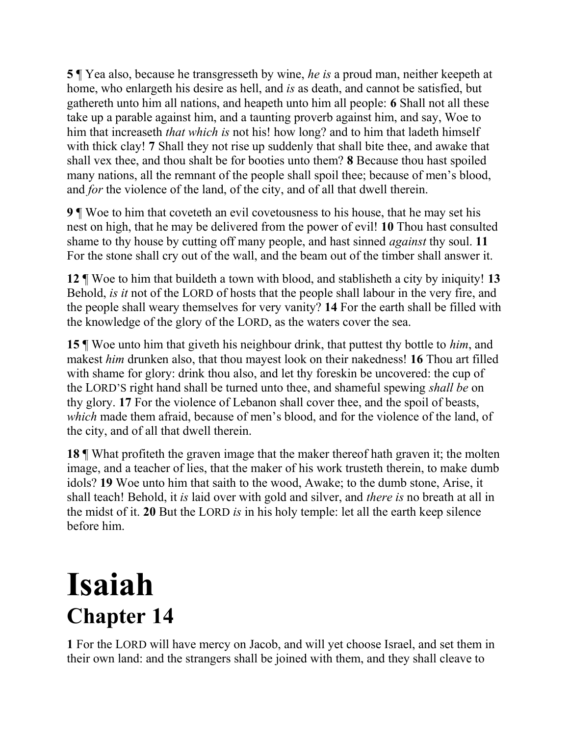**5** ¶ Yea also, because he transgresseth by wine, *he is* a proud man, neither keepeth at home, who enlargeth his desire as hell, and *is* as death, and cannot be satisfied, but gathereth unto him all nations, and heapeth unto him all people: **6** Shall not all these take up a parable against him, and a taunting proverb against him, and say, Woe to him that increaseth *that which is* not his! how long? and to him that ladeth himself with thick clay! **7** Shall they not rise up suddenly that shall bite thee, and awake that shall vex thee, and thou shalt be for booties unto them? **8** Because thou hast spoiled many nations, all the remnant of the people shall spoil thee; because of men's blood, and *for* the violence of the land, of the city, and of all that dwell therein.

**9** ¶ Woe to him that coveteth an evil covetousness to his house, that he may set his nest on high, that he may be delivered from the power of evil! **10** Thou hast consulted shame to thy house by cutting off many people, and hast sinned *against* thy soul. **11** For the stone shall cry out of the wall, and the beam out of the timber shall answer it.

**12** ¶ Woe to him that buildeth a town with blood, and stablisheth a city by iniquity! **13** Behold, *is it* not of the LORD of hosts that the people shall labour in the very fire, and the people shall weary themselves for very vanity? **14** For the earth shall be filled with the knowledge of the glory of the LORD, as the waters cover the sea.

**15** ¶ Woe unto him that giveth his neighbour drink, that puttest thy bottle to *him*, and makest *him* drunken also, that thou mayest look on their nakedness! **16** Thou art filled with shame for glory: drink thou also, and let thy foreskin be uncovered: the cup of the LORD'S right hand shall be turned unto thee, and shameful spewing *shall be* on thy glory. **17** For the violence of Lebanon shall cover thee, and the spoil of beasts, *which* made them afraid, because of men's blood, and for the violence of the land, of the city, and of all that dwell therein.

**18** ¶ What profiteth the graven image that the maker thereof hath graven it; the molten image, and a teacher of lies, that the maker of his work trusteth therein, to make dumb idols? **19** Woe unto him that saith to the wood, Awake; to the dumb stone, Arise, it shall teach! Behold, it *is* laid over with gold and silver, and *there is* no breath at all in the midst of it. **20** But the LORD *is* in his holy temple: let all the earth keep silence before him.

# Isaiah

## Chapter 14

**1** For the LORD will have mercy on Jacob, and will yet choose Israel, and set them in their own land: and the strangers shall be joined with them, and they shall cleave to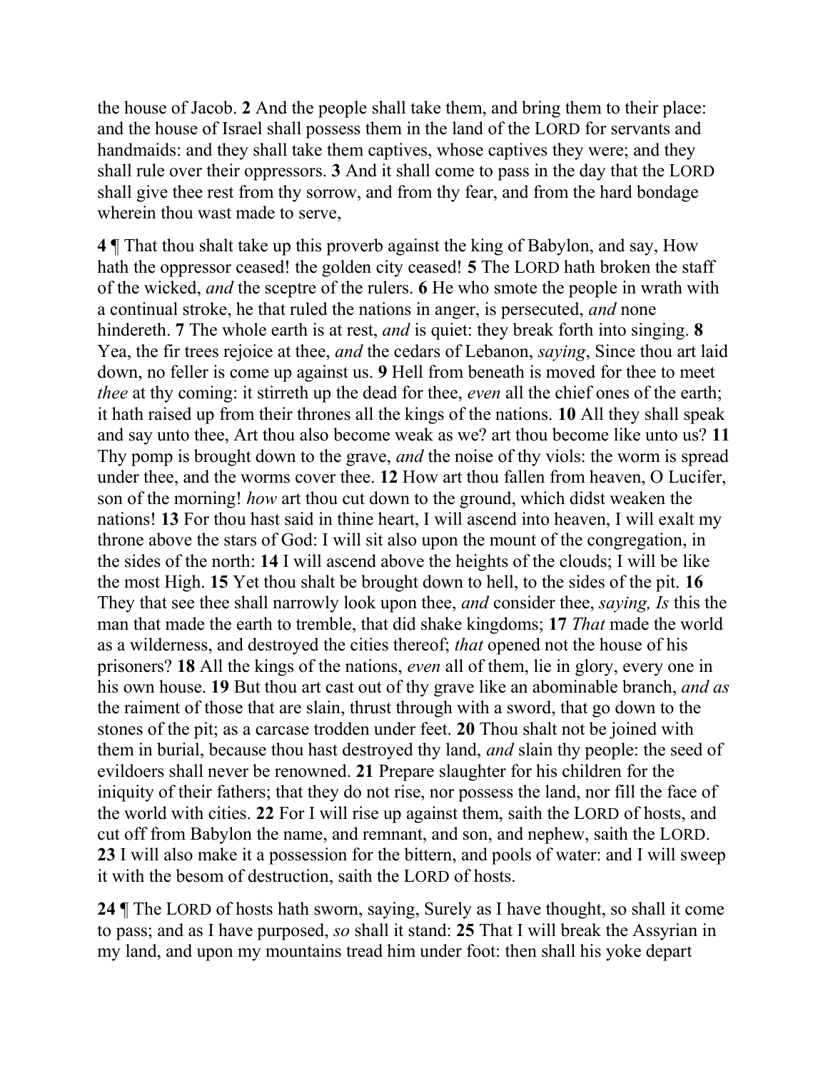the house of Jacob. **2** And the people shall take them, and bring them to their place: and the house of Israel shall possess them in the land of the LORD for servants and handmaids: and they shall take them captives, whose captives they were; and they shall rule over their oppressors. **3** And it shall come to pass in the day that the LORD shall give thee rest from thy sorrow, and from thy fear, and from the hard bondage wherein thou wast made to serve,

**4** ¶ That thou shalt take up this proverb against the king of Babylon, and say, How hath the oppressor ceased! the golden city ceased! **5** The LORD hath broken the staff of the wicked, *and* the sceptre of the rulers. **6** He who smote the people in wrath with a continual stroke, he that ruled the nations in anger, is persecuted, *and* none hindereth. **7** The whole earth is at rest, *and* is quiet: they break forth into singing. **8** Yea, the fir trees rejoice at thee, *and* the cedars of Lebanon, *saying*, Since thou art laid down, no feller is come up against us. **9** Hell from beneath is moved for thee to meet *thee* at thy coming: it stirreth up the dead for thee, *even* all the chief ones of the earth; it hath raised up from their thrones all the kings of the nations. **10** All they shall speak and say unto thee, Art thou also become weak as we? art thou become like unto us? **11** Thy pomp is brought down to the grave, *and* the noise of thy viols: the worm is spread under thee, and the worms cover thee. **12** How art thou fallen from heaven, O Lucifer, son of the morning! *how* art thou cut down to the ground, which didst weaken the nations! **13** For thou hast said in thine heart, I will ascend into heaven, I will exalt my throne above the stars of God: I will sit also upon the mount of the congregation, in the sides of the north: **14** I will ascend above the heights of the clouds; I will be like the most High. **15** Yet thou shalt be brought down to hell, to the sides of the pit. **16** They that see thee shall narrowly look upon thee, *and* consider thee, *saying, Is* this the man that made the earth to tremble, that did shake kingdoms; **17** *That* made the world as a wilderness, and destroyed the cities thereof; *that* opened not the house of his prisoners? **18** All the kings of the nations, *even* all of them, lie in glory, every one in his own house. **19** But thou art cast out of thy grave like an abominable branch, *and as* the raiment of those that are slain, thrust through with a sword, that go down to the stones of the pit; as a carcase trodden under feet. **20** Thou shalt not be joined with them in burial, because thou hast destroyed thy land, *and* slain thy people: the seed of evildoers shall never be renowned. **21** Prepare slaughter for his children for the iniquity of their fathers; that they do not rise, nor possess the land, nor fill the face of the world with cities. **22** For I will rise up against them, saith the LORD of hosts, and cut off from Babylon the name, and remnant, and son, and nephew, saith the LORD. **23** I will also make it a possession for the bittern, and pools of water: and I will sweep it with the besom of destruction, saith the LORD of hosts.

**24** ¶ The LORD of hosts hath sworn, saying, Surely as I have thought, so shall it come to pass; and as I have purposed, *so* shall it stand: **25** That I will break the Assyrian in my land, and upon my mountains tread him under foot: then shall his yoke depart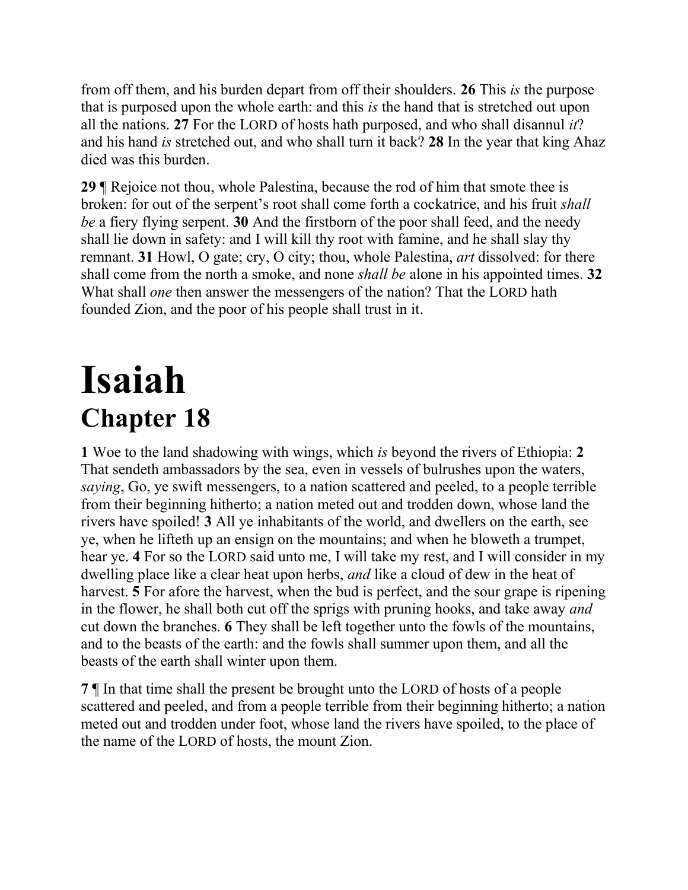from off them, and his burden depart from off their shoulders. **26** This *is* the purpose that is purposed upon the whole earth: and this *is* the hand that is stretched out upon all the nations. **27** For the LORD of hosts hath purposed, and who shall disannul *it*? and his hand *is* stretched out, and who shall turn it back? **28** In the year that king Ahaz died was this burden.

**29 ¶** Rejoice not thou, whole Palestina, because the rod of him that smote thee is broken: for out of the serpent's root shall come forth a cockatrice, and his fruit *shall be* a fiery flying serpent. **30** And the firstborn of the poor shall feed, and the needy shall lie down in safety: and I will kill thy root with famine, and he shall slay thy remnant. **31** Howl, O gate; cry, O city; thou, whole Palestina, *art* dissolved: for there shall come from the north a smoke, and none *shall be* alone in his appointed times. **32** What shall *one* then answer the messengers of the nation? That the LORD hath founded Zion, and the poor of his people shall trust in it.

# Isaiah

## Chapter 18

**1** Woe to the land shadowing with wings, which *is* beyond the rivers of Ethiopia: **2** That sendeth ambassadors by the sea, even in vessels of bulrushes upon the waters, *saying*, Go, ye swift messengers, to a nation scattered and peeled, to a people terrible from their beginning hitherto; a nation meted out and trodden down, whose land the rivers have spoiled! **3** All ye inhabitants of the world, and dwellers on the earth, see ye, when he lifteth up an ensign on the mountains; and when he bloweth a trumpet, hear ye. **4** For so the LORD said unto me, I will take my rest, and I will consider in my dwelling place like a clear heat upon herbs, *and* like a cloud of dew in the heat of harvest. **5** For afore the harvest, when the bud is perfect, and the sour grape is ripening in the flower, he shall both cut off the sprigs with pruning hooks, and take away *and* cut down the branches. **6** They shall be left together unto the fowls of the mountains, and to the beasts of the earth: and the fowls shall summer upon them, and all the beasts of the earth shall winter upon them.

**7 ¶** In that time shall the present be brought unto the LORD of hosts of a people scattered and peeled, and from a people terrible from their beginning hitherto; a nation meted out and trodden under foot, whose land the rivers have spoiled, to the place of the name of the LORD of hosts, the mount Zion.